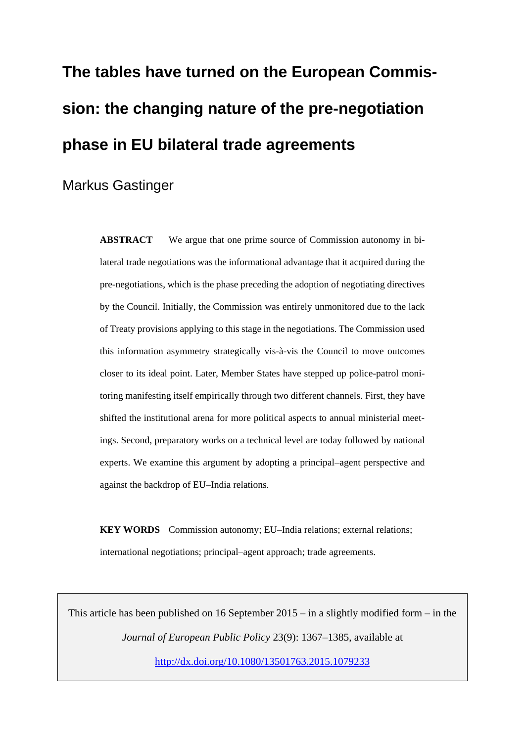# The tables have turned on the European Commission: the changing nature of the pre-negotiation phase in EU bilateral trade agreements

Markus Gastinger

**ABSTRACT** We argue that one prime source of Commission autonomy in bilateral trade negotiations was the informational advantage that it acquired during the pre-negotiations, which is the phase preceding the adoption of negotiating directives by the Council. Initially, the Commission was entirely unmonitored due to the lack of Treaty provisions applying to this stage in the negotiations. The Commission used this information asymmetry strategically vis-à-vis the Council to move outcomes closer to its ideal point. Later, Member States have stepped up police-patrol monitoring manifesting itself empirically through two different channels. First, they have shifted the institutional arena for more political aspects to annual ministerial meetings. Second, preparatory works on a technical level are today followed by national experts. We examine this argument by adopting a principal–agent perspective and against the backdrop of EU–India relations.

**KEY WORDS** Commission autonomy; EU–India relations; external relations; international negotiations; principal–agent approach; trade agreements.

This article has been published on 16 September 2015 – in a slightly modified form – in the *Journal of European Public Policy* 23(9): 1367–1385, available at http://dx.doi.org/10.1080/13501763.2015.1079233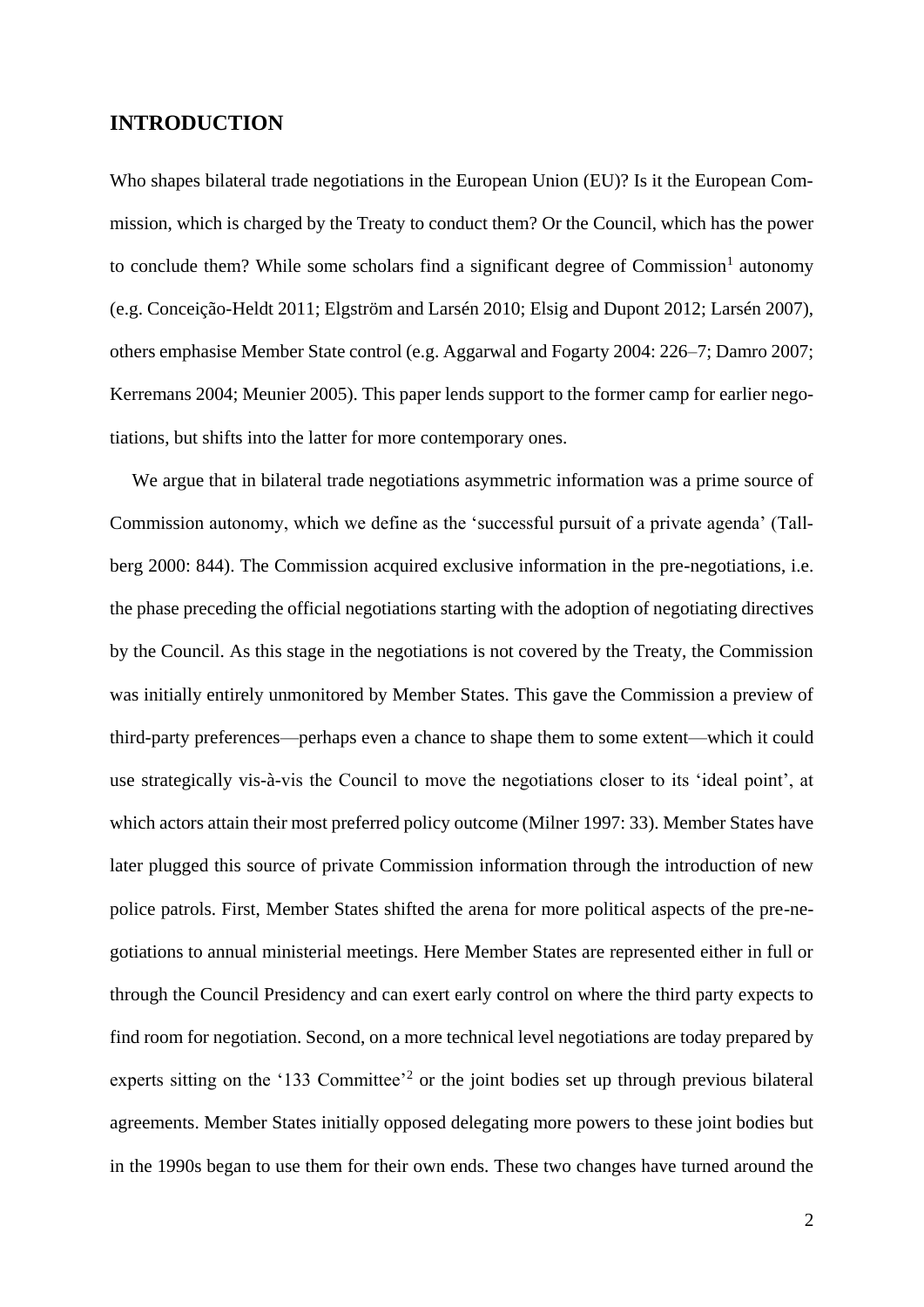## INTRODUCTION

Who shapes bilateral trade negotiations in the European Union (EU)? Is it the European Commission, which is charged by the Treaty to conduct them? Or the Council, which has the power to conclude them? While some scholars find a significant degree of Commission[1] autonomy (e.g. Conceição-Heldt 2011; Elgström and Larsén 2010; Elsig and Dupont 2012; Larsén 2007), others emphasise Member State control (e.g. Aggarwal and Fogarty 2004: 226–7; Damro 2007; Kerremans 2004; Meunier 2005). This paper lends support to the former camp for earlier negotiations, but shifts into the latter for more contemporary ones.

We argue that in bilateral trade negotiations asymmetric information was a prime source of Commission autonomy, which we define as the 'successful pursuit of a private agenda' (Tallberg 2000: 844). The Commission acquired exclusive information in the pre-negotiations, i.e. the phase preceding the official negotiations starting with the adoption of negotiating directives by the Council. As this stage in the negotiations is not covered by the Treaty, the Commission was initially entirely unmonitored by Member States. This gave the Commission a preview of third-party preferences—perhaps even a chance to shape them to some extent—which it could use strategically vis-à-vis the Council to move the negotiations closer to its 'ideal point', at which actors attain their most preferred policy outcome (Milner 1997: 33). Member States have later plugged this source of private Commission information through the introduction of new police patrols. First, Member States shifted the arena for more political aspects of the pre-negotiations to annual ministerial meetings. Here Member States are represented either in full or through the Council Presidency and can exert early control on where the third party expects to find room for negotiation. Second, on a more technical level negotiations are today prepared by experts sitting on the '133 Committee'[2] or the joint bodies set up through previous bilateral agreements. Member States initially opposed delegating more powers to these joint bodies but in the 1990s began to use them for their own ends. These two changes have turned around the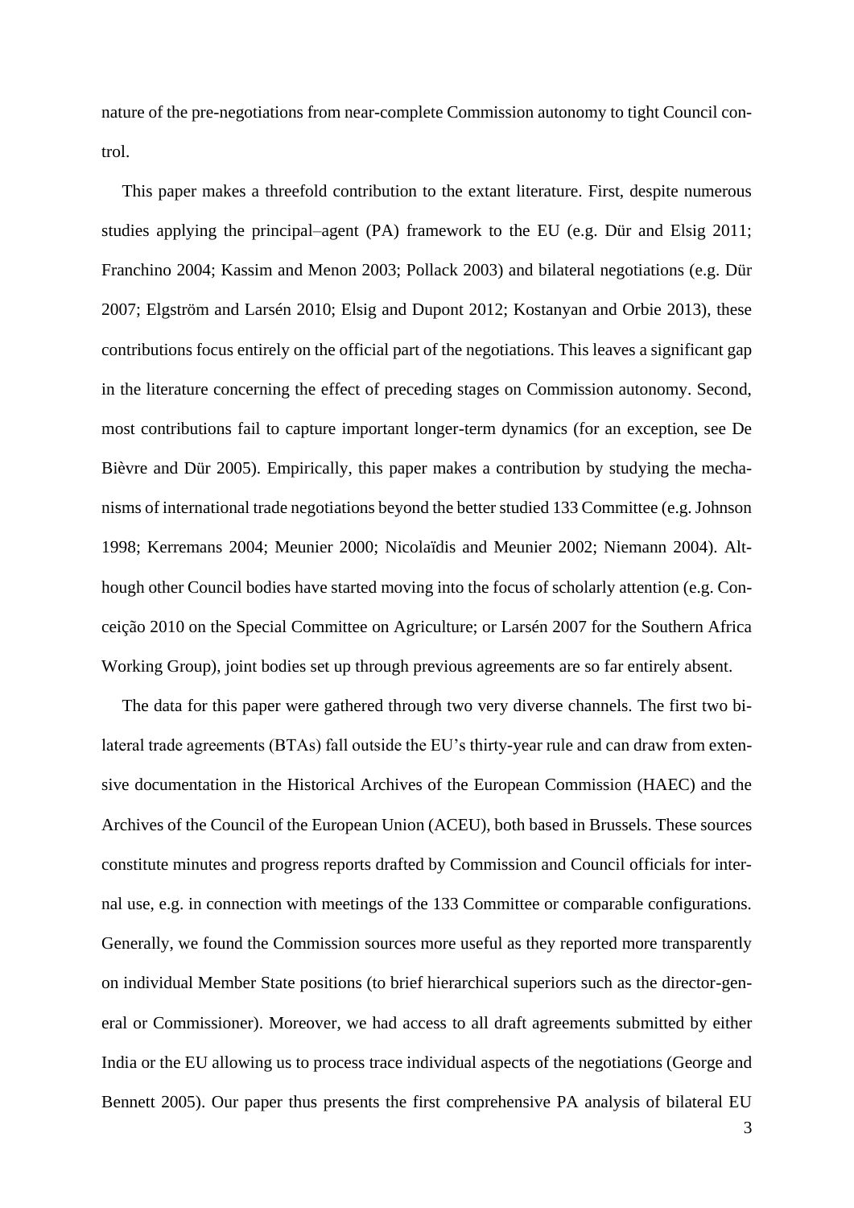nature of the pre-negotiations from near-complete Commission autonomy to tight Council control.

This paper makes a threefold contribution to the extant literature. First, despite numerous studies applying the principal–agent (PA) framework to the EU (e.g. Dür and Elsig 2011; Franchino 2004; Kassim and Menon 2003; Pollack 2003) and bilateral negotiations (e.g. Dür 2007; Elgström and Larsén 2010; Elsig and Dupont 2012; Kostanyan and Orbie 2013), these contributions focus entirely on the official part of the negotiations. This leaves a significant gap in the literature concerning the effect of preceding stages on Commission autonomy. Second, most contributions fail to capture important longer-term dynamics (for an exception, see De Bièvre and Dür 2005). Empirically, this paper makes a contribution by studying the mechanisms of international trade negotiations beyond the better studied 133 Committee (e.g. Johnson 1998; Kerremans 2004; Meunier 2000; Nicolaïdis and Meunier 2002; Niemann 2004). Although other Council bodies have started moving into the focus of scholarly attention (e.g. Conceição 2010 on the Special Committee on Agriculture; or Larsén 2007 for the Southern Africa Working Group), joint bodies set up through previous agreements are so far entirely absent.

The data for this paper were gathered through two very diverse channels. The first two bilateral trade agreements (BTAs) fall outside the EU's thirty-year rule and can draw from extensive documentation in the Historical Archives of the European Commission (HAEC) and the Archives of the Council of the European Union (ACEU), both based in Brussels. These sources constitute minutes and progress reports drafted by Commission and Council officials for internal use, e.g. in connection with meetings of the 133 Committee or comparable configurations. Generally, we found the Commission sources more useful as they reported more transparently on individual Member State positions (to brief hierarchical superiors such as the director-general or Commissioner). Moreover, we had access to all draft agreements submitted by either India or the EU allowing us to process trace individual aspects of the negotiations (George and Bennett 2005). Our paper thus presents the first comprehensive PA analysis of bilateral EU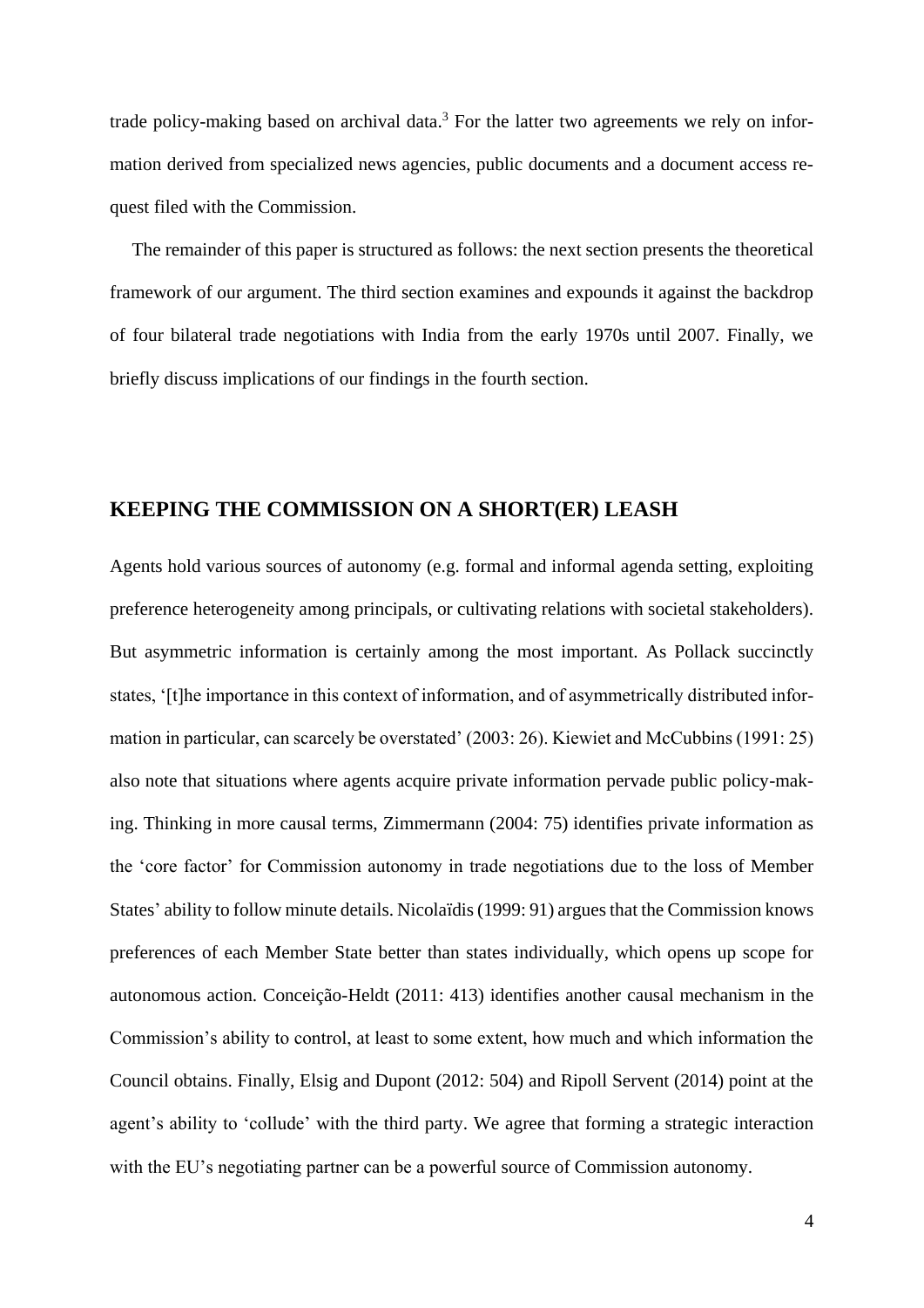trade policy-making based on archival data.[3] For the latter two agreements we rely on information derived from specialized news agencies, public documents and a document access request filed with the Commission.

The remainder of this paper is structured as follows: the next section presents the theoretical framework of our argument. The third section examines and expounds it against the backdrop of four bilateral trade negotiations with India from the early 1970s until 2007. Finally, we briefly discuss implications of our findings in the fourth section.

## KEEPING THE COMMISSION ON A SHORT(ER) LEASH

Agents hold various sources of autonomy (e.g. formal and informal agenda setting, exploiting preference heterogeneity among principals, or cultivating relations with societal stakeholders). But asymmetric information is certainly among the most important. As Pollack succinctly states, '[t]he importance in this context of information, and of asymmetrically distributed information in particular, can scarcely be overstated' (2003: 26). Kiewiet and McCubbins (1991: 25) also note that situations where agents acquire private information pervade public policy-making. Thinking in more causal terms, Zimmermann (2004: 75) identifies private information as the 'core factor' for Commission autonomy in trade negotiations due to the loss of Member States' ability to follow minute details. Nicolaïdis (1999: 91) argues that the Commission knows preferences of each Member State better than states individually, which opens up scope for autonomous action. Conceição-Heldt (2011: 413) identifies another causal mechanism in the Commission's ability to control, at least to some extent, how much and which information the Council obtains. Finally, Elsig and Dupont (2012: 504) and Ripoll Servent (2014) point at the agent's ability to 'collude' with the third party. We agree that forming a strategic interaction with the EU's negotiating partner can be a powerful source of Commission autonomy.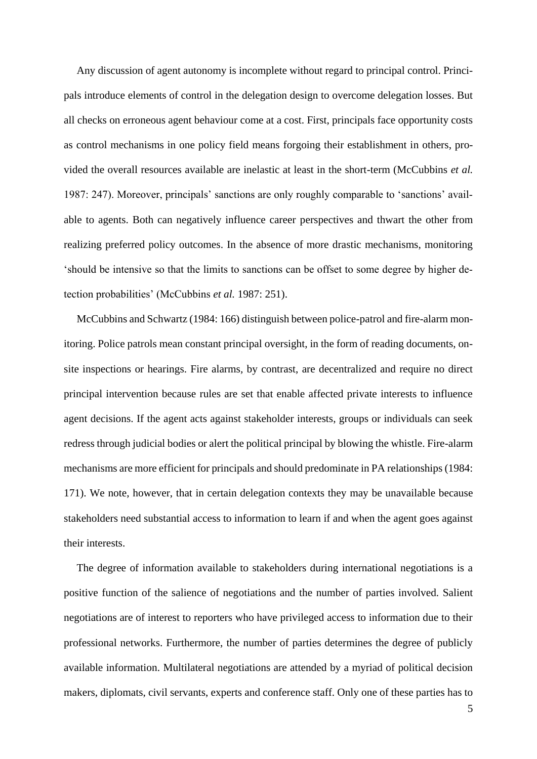Any discussion of agent autonomy is incomplete without regard to principal control. Principals introduce elements of control in the delegation design to overcome delegation losses. But all checks on erroneous agent behaviour come at a cost. First, principals face opportunity costs as control mechanisms in one policy field means forgoing their establishment in others, provided the overall resources available are inelastic at least in the short-term (McCubbins *et al.* 1987: 247). Moreover, principals' sanctions are only roughly comparable to 'sanctions' available to agents. Both can negatively influence career perspectives and thwart the other from realizing preferred policy outcomes. In the absence of more drastic mechanisms, monitoring 'should be intensive so that the limits to sanctions can be offset to some degree by higher detection probabilities' (McCubbins *et al.* 1987: 251).

McCubbins and Schwartz (1984: 166) distinguish between police-patrol and fire-alarm monitoring. Police patrols mean constant principal oversight, in the form of reading documents, on-site inspections or hearings. Fire alarms, by contrast, are decentralized and require no direct principal intervention because rules are set that enable affected private interests to influence agent decisions. If the agent acts against stakeholder interests, groups or individuals can seek redress through judicial bodies or alert the political principal by blowing the whistle. Fire-alarm mechanisms are more efficient for principals and should predominate in PA relationships (1984: 171). We note, however, that in certain delegation contexts they may be unavailable because stakeholders need substantial access to information to learn if and when the agent goes against their interests.

The degree of information available to stakeholders during international negotiations is a positive function of the salience of negotiations and the number of parties involved. Salient negotiations are of interest to reporters who have privileged access to information due to their professional networks. Furthermore, the number of parties determines the degree of publicly available information. Multilateral negotiations are attended by a myriad of political decision makers, diplomats, civil servants, experts and conference staff. Only one of these parties has to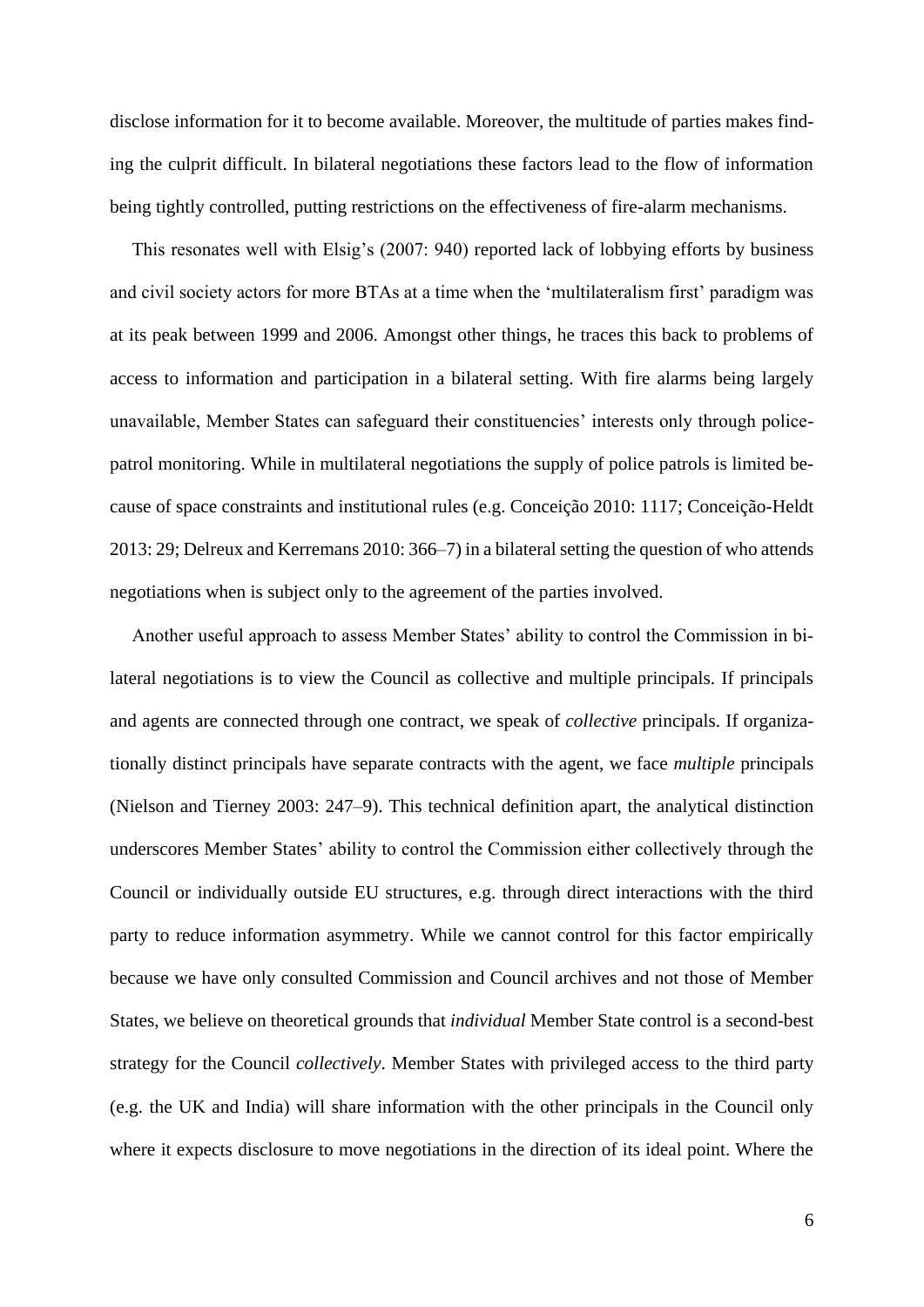disclose information for it to become available. Moreover, the multitude of parties makes finding the culprit difficult. In bilateral negotiations these factors lead to the flow of information being tightly controlled, putting restrictions on the effectiveness of fire-alarm mechanisms.

This resonates well with Elsig's (2007: 940) reported lack of lobbying efforts by business and civil society actors for more BTAs at a time when the 'multilateralism first' paradigm was at its peak between 1999 and 2006. Amongst other things, he traces this back to problems of access to information and participation in a bilateral setting. With fire alarms being largely unavailable, Member States can safeguard their constituencies' interests only through police-patrol monitoring. While in multilateral negotiations the supply of police patrols is limited because of space constraints and institutional rules (e.g. Conceição 2010: 1117; Conceição-Heldt 2013: 29; Delreux and Kerremans 2010: 366–7) in a bilateral setting the question of who attends negotiations when is subject only to the agreement of the parties involved.

Another useful approach to assess Member States' ability to control the Commission in bilateral negotiations is to view the Council as collective and multiple principals. If principals and agents are connected through one contract, we speak of *collective* principals. If organizationally distinct principals have separate contracts with the agent, we face *multiple* principals (Nielson and Tierney 2003: 247–9). This technical definition apart, the analytical distinction underscores Member States' ability to control the Commission either collectively through the Council or individually outside EU structures, e.g. through direct interactions with the third party to reduce information asymmetry. While we cannot control for this factor empirically because we have only consulted Commission and Council archives and not those of Member States, we believe on theoretical grounds that *individual* Member State control is a second-best strategy for the Council *collectively*. Member States with privileged access to the third party (e.g. the UK and India) will share information with the other principals in the Council only where it expects disclosure to move negotiations in the direction of its ideal point. Where the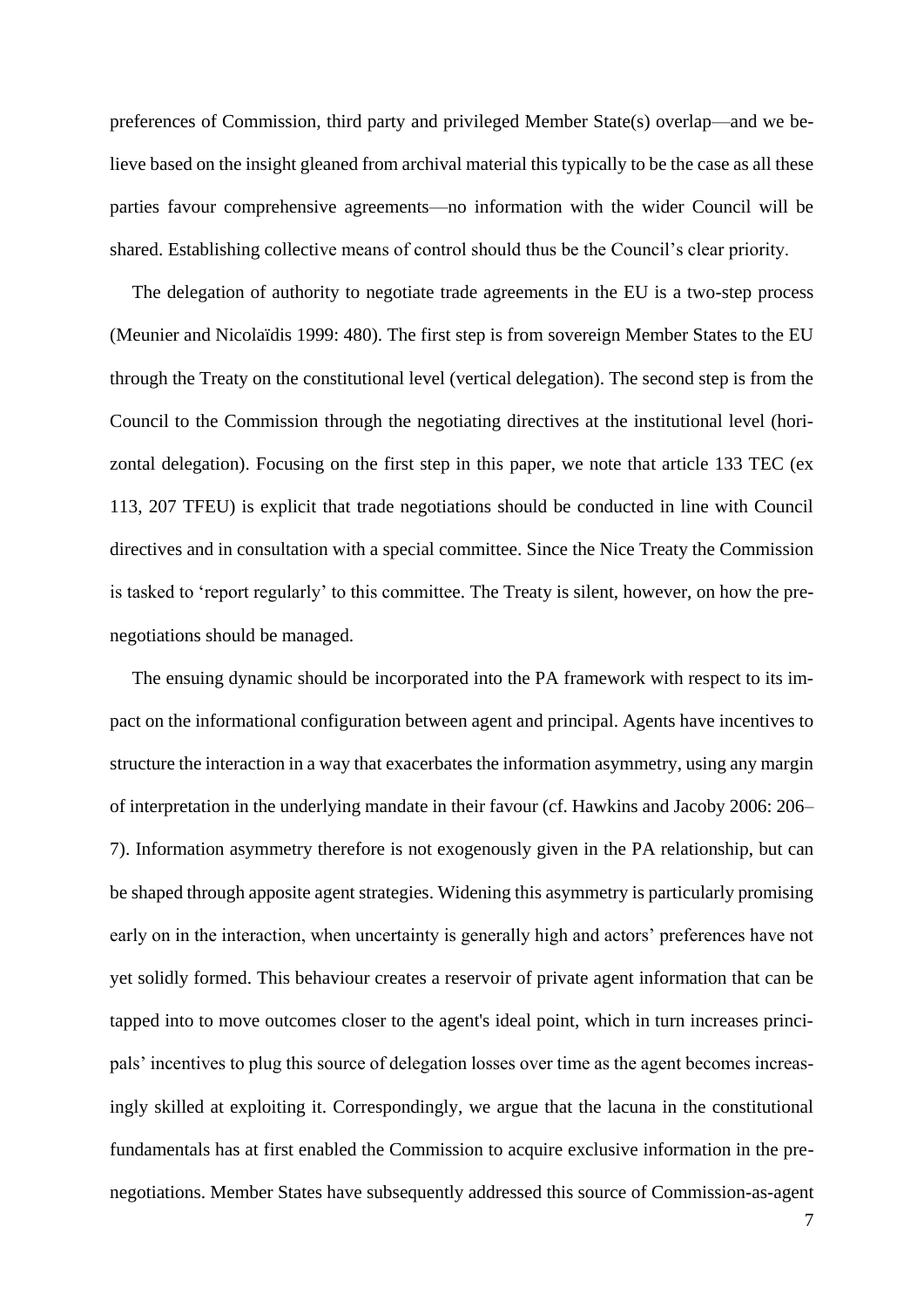preferences of Commission, third party and privileged Member State(s) overlap—and we believe based on the insight gleaned from archival material this typically to be the case as all these parties favour comprehensive agreements—no information with the wider Council will be shared. Establishing collective means of control should thus be the Council's clear priority.

The delegation of authority to negotiate trade agreements in the EU is a two-step process (Meunier and Nicolaïdis 1999: 480). The first step is from sovereign Member States to the EU through the Treaty on the constitutional level (vertical delegation). The second step is from the Council to the Commission through the negotiating directives at the institutional level (horizontal delegation). Focusing on the first step in this paper, we note that article 133 TEC (ex 113, 207 TFEU) is explicit that trade negotiations should be conducted in line with Council directives and in consultation with a special committee. Since the Nice Treaty the Commission is tasked to 'report regularly' to this committee. The Treaty is silent, however, on how the pre-negotiations should be managed.

The ensuing dynamic should be incorporated into the PA framework with respect to its impact on the informational configuration between agent and principal. Agents have incentives to structure the interaction in a way that exacerbates the information asymmetry, using any margin of interpretation in the underlying mandate in their favour (cf. Hawkins and Jacoby 2006: 206–7). Information asymmetry therefore is not exogenously given in the PA relationship, but can be shaped through apposite agent strategies. Widening this asymmetry is particularly promising early on in the interaction, when uncertainty is generally high and actors' preferences have not yet solidly formed. This behaviour creates a reservoir of private agent information that can be tapped into to move outcomes closer to the agent's ideal point, which in turn increases principals' incentives to plug this source of delegation losses over time as the agent becomes increasingly skilled at exploiting it. Correspondingly, we argue that the lacuna in the constitutional fundamentals has at first enabled the Commission to acquire exclusive information in the pre-negotiations. Member States have subsequently addressed this source of Commission-as-agent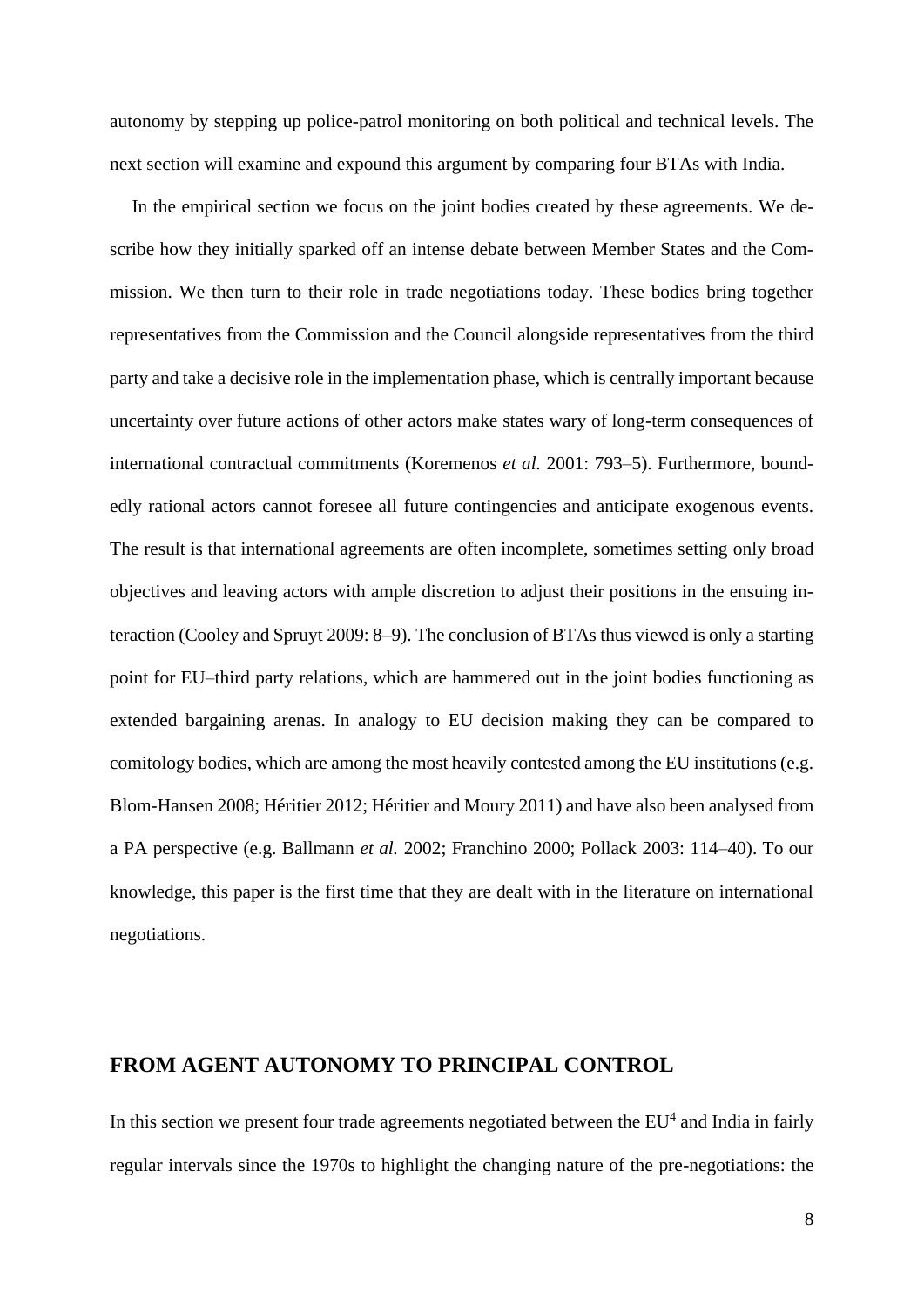autonomy by stepping up police-patrol monitoring on both political and technical levels. The next section will examine and expound this argument by comparing four BTAs with India.

In the empirical section we focus on the joint bodies created by these agreements. We describe how they initially sparked off an intense debate between Member States and the Commission. We then turn to their role in trade negotiations today. These bodies bring together representatives from the Commission and the Council alongside representatives from the third party and take a decisive role in the implementation phase, which is centrally important because uncertainty over future actions of other actors make states wary of long-term consequences of international contractual commitments (Koremenos *et al.* 2001: 793–5). Furthermore, boundedly rational actors cannot foresee all future contingencies and anticipate exogenous events. The result is that international agreements are often incomplete, sometimes setting only broad objectives and leaving actors with ample discretion to adjust their positions in the ensuing interaction (Cooley and Spruyt 2009: 8–9). The conclusion of BTAs thus viewed is only a starting point for EU–third party relations, which are hammered out in the joint bodies functioning as extended bargaining arenas. In analogy to EU decision making they can be compared to comitology bodies, which are among the most heavily contested among the EU institutions (e.g. Blom-Hansen 2008; Héritier 2012; Héritier and Moury 2011) and have also been analysed from a PA perspective (e.g. Ballmann *et al.* 2002; Franchino 2000; Pollack 2003: 114–40). To our knowledge, this paper is the first time that they are dealt with in the literature on international negotiations.

## FROM AGENT AUTONOMY TO PRINCIPAL CONTROL

In this section we present four trade agreements negotiated between the EU[4] and India in fairly regular intervals since the 1970s to highlight the changing nature of the pre-negotiations: the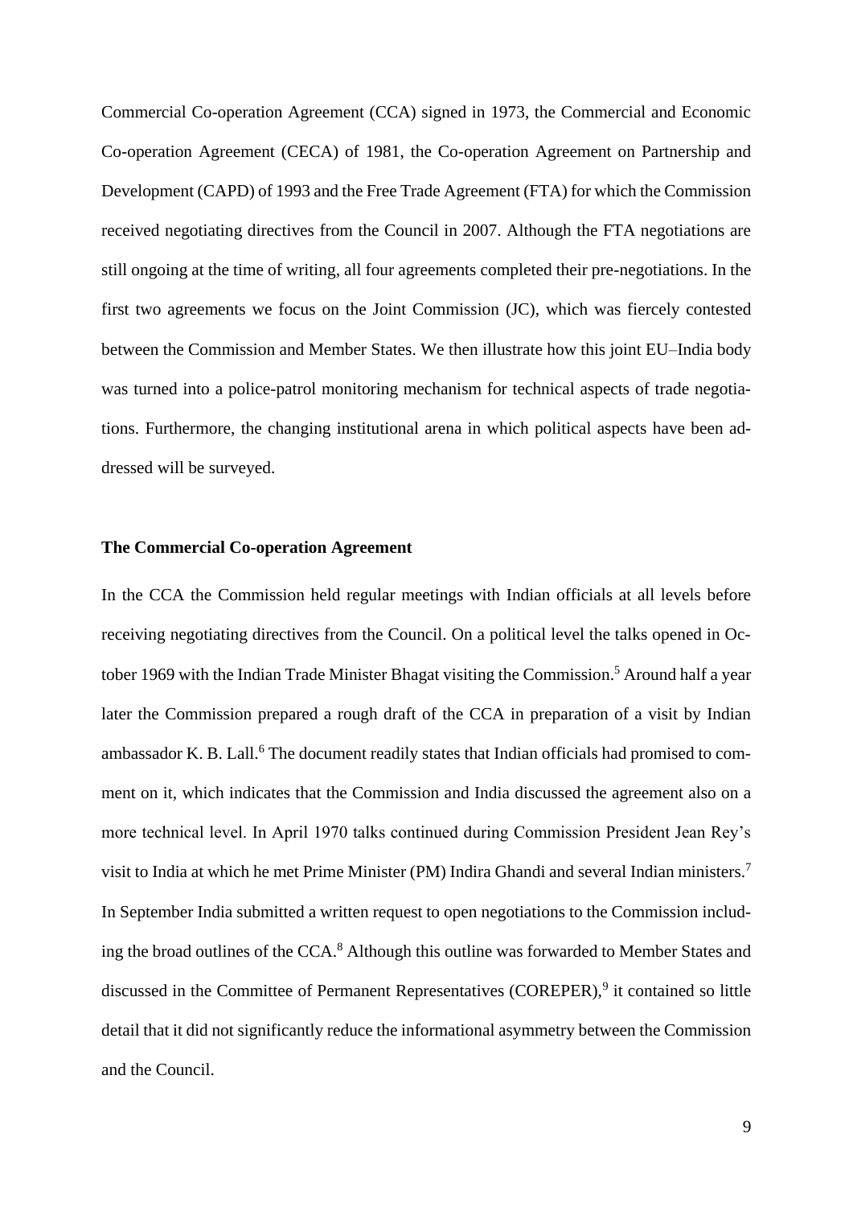Commercial Co-operation Agreement (CCA) signed in 1973, the Commercial and Economic Co-operation Agreement (CECA) of 1981, the Co-operation Agreement on Partnership and Development (CAPD) of 1993 and the Free Trade Agreement (FTA) for which the Commission received negotiating directives from the Council in 2007. Although the FTA negotiations are still ongoing at the time of writing, all four agreements completed their pre-negotiations. In the first two agreements we focus on the Joint Commission (JC), which was fiercely contested between the Commission and Member States. We then illustrate how this joint EU–India body was turned into a police-patrol monitoring mechanism for technical aspects of trade negotiations. Furthermore, the changing institutional arena in which political aspects have been addressed will be surveyed.

### The Commercial Co-operation Agreement

In the CCA the Commission held regular meetings with Indian officials at all levels before receiving negotiating directives from the Council. On a political level the talks opened in October 1969 with the Indian Trade Minister Bhagat visiting the Commission.[5] Around half a year later the Commission prepared a rough draft of the CCA in preparation of a visit by Indian ambassador K. B. Lall.[6] The document readily states that Indian officials had promised to comment on it, which indicates that the Commission and India discussed the agreement also on a more technical level. In April 1970 talks continued during Commission President Jean Rey's visit to India at which he met Prime Minister (PM) Indira Ghandi and several Indian ministers.[7] In September India submitted a written request to open negotiations to the Commission including the broad outlines of the CCA.[8] Although this outline was forwarded to Member States and discussed in the Committee of Permanent Representatives (COREPER),[9] it contained so little detail that it did not significantly reduce the informational asymmetry between the Commission and the Council.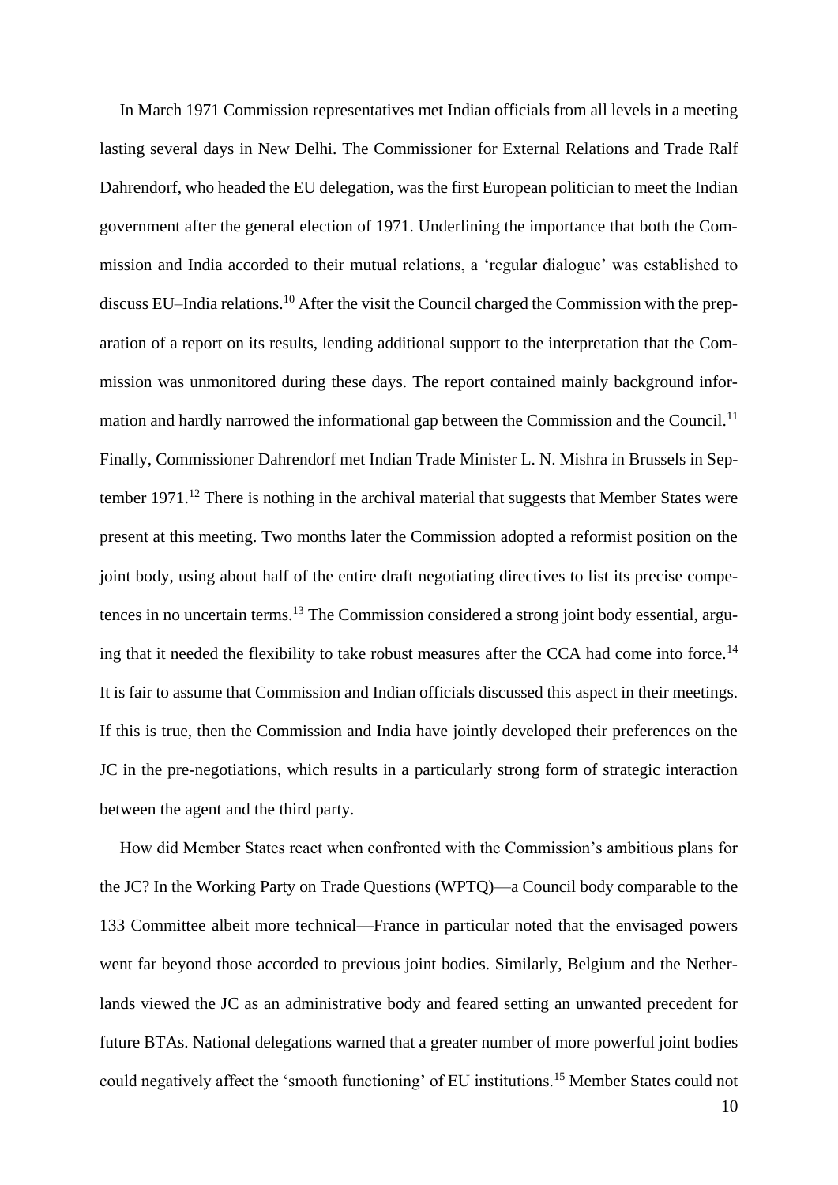In March 1971 Commission representatives met Indian officials from all levels in a meeting lasting several days in New Delhi. The Commissioner for External Relations and Trade Ralf Dahrendorf, who headed the EU delegation, was the first European politician to meet the Indian government after the general election of 1971. Underlining the importance that both the Commission and India accorded to their mutual relations, a 'regular dialogue' was established to discuss EU–India relations.[10] After the visit the Council charged the Commission with the preparation of a report on its results, lending additional support to the interpretation that the Commission was unmonitored during these days. The report contained mainly background information and hardly narrowed the informational gap between the Commission and the Council.[11] Finally, Commissioner Dahrendorf met Indian Trade Minister L. N. Mishra in Brussels in September 1971.[12] There is nothing in the archival material that suggests that Member States were present at this meeting. Two months later the Commission adopted a reformist position on the joint body, using about half of the entire draft negotiating directives to list its precise competences in no uncertain terms.[13] The Commission considered a strong joint body essential, arguing that it needed the flexibility to take robust measures after the CCA had come into force.[14] It is fair to assume that Commission and Indian officials discussed this aspect in their meetings. If this is true, then the Commission and India have jointly developed their preferences on the JC in the pre-negotiations, which results in a particularly strong form of strategic interaction between the agent and the third party.

How did Member States react when confronted with the Commission's ambitious plans for the JC? In the Working Party on Trade Questions (WPTQ)—a Council body comparable to the 133 Committee albeit more technical—France in particular noted that the envisaged powers went far beyond those accorded to previous joint bodies. Similarly, Belgium and the Netherlands viewed the JC as an administrative body and feared setting an unwanted precedent for future BTAs. National delegations warned that a greater number of more powerful joint bodies could negatively affect the 'smooth functioning' of EU institutions.[15] Member States could not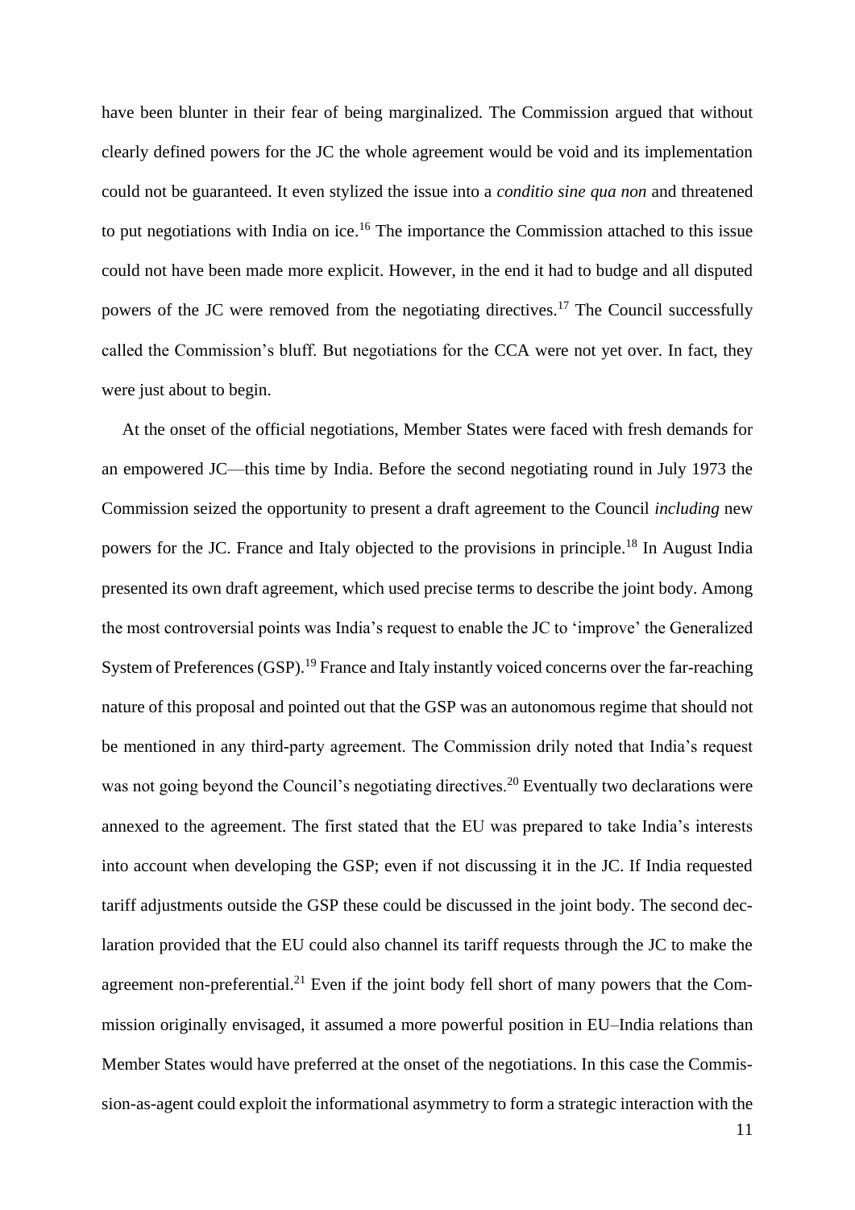have been blunter in their fear of being marginalized. The Commission argued that without clearly defined powers for the JC the whole agreement would be void and its implementation could not be guaranteed. It even stylized the issue into a *conditio sine qua non* and threatened to put negotiations with India on ice.[16] The importance the Commission attached to this issue could not have been made more explicit. However, in the end it had to budge and all disputed powers of the JC were removed from the negotiating directives.[17] The Council successfully called the Commission's bluff. But negotiations for the CCA were not yet over. In fact, they were just about to begin.

At the onset of the official negotiations, Member States were faced with fresh demands for an empowered JC—this time by India. Before the second negotiating round in July 1973 the Commission seized the opportunity to present a draft agreement to the Council *including* new powers for the JC. France and Italy objected to the provisions in principle.[18] In August India presented its own draft agreement, which used precise terms to describe the joint body. Among the most controversial points was India's request to enable the JC to 'improve' the Generalized System of Preferences (GSP).[19] France and Italy instantly voiced concerns over the far-reaching nature of this proposal and pointed out that the GSP was an autonomous regime that should not be mentioned in any third-party agreement. The Commission drily noted that India's request was not going beyond the Council's negotiating directives.[20] Eventually two declarations were annexed to the agreement. The first stated that the EU was prepared to take India's interests into account when developing the GSP; even if not discussing it in the JC. If India requested tariff adjustments outside the GSP these could be discussed in the joint body. The second declaration provided that the EU could also channel its tariff requests through the JC to make the agreement non-preferential.[21] Even if the joint body fell short of many powers that the Commission originally envisaged, it assumed a more powerful position in EU–India relations than Member States would have preferred at the onset of the negotiations. In this case the Commission-as-agent could exploit the informational asymmetry to form a strategic interaction with the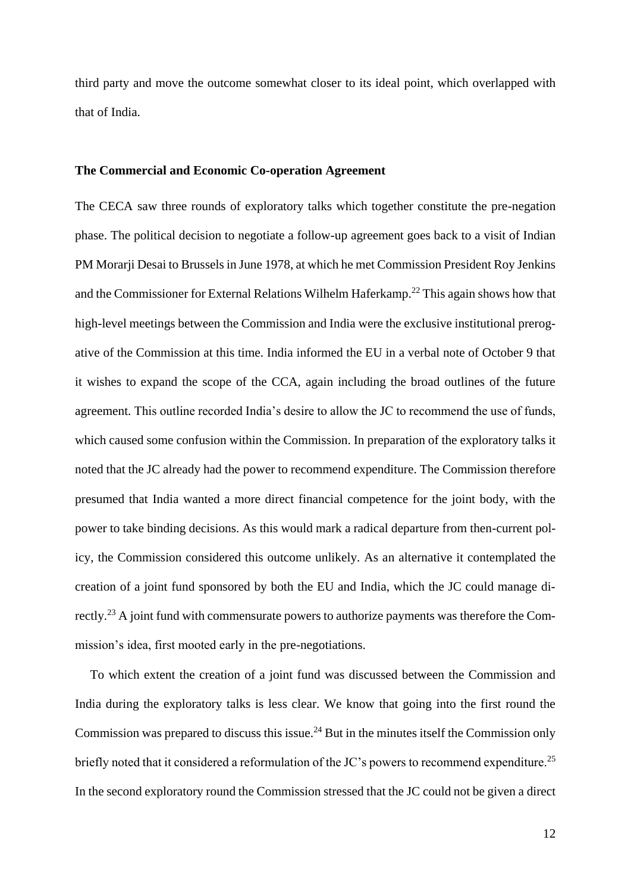third party and move the outcome somewhat closer to its ideal point, which overlapped with that of India.

**The Commercial and Economic Co-operation Agreement**

The CECA saw three rounds of exploratory talks which together constitute the pre-negation phase. The political decision to negotiate a follow-up agreement goes back to a visit of Indian PM Morarji Desai to Brussels in June 1978, at which he met Commission President Roy Jenkins and the Commissioner for External Relations Wilhelm Haferkamp.[22] This again shows how that high-level meetings between the Commission and India were the exclusive institutional prerogative of the Commission at this time. India informed the EU in a verbal note of October 9 that it wishes to expand the scope of the CCA, again including the broad outlines of the future agreement. This outline recorded India's desire to allow the JC to recommend the use of funds, which caused some confusion within the Commission. In preparation of the exploratory talks it noted that the JC already had the power to recommend expenditure. The Commission therefore presumed that India wanted a more direct financial competence for the joint body, with the power to take binding decisions. As this would mark a radical departure from then-current policy, the Commission considered this outcome unlikely. As an alternative it contemplated the creation of a joint fund sponsored by both the EU and India, which the JC could manage directly.[23] A joint fund with commensurate powers to authorize payments was therefore the Commission's idea, first mooted early in the pre-negotiations.

To which extent the creation of a joint fund was discussed between the Commission and India during the exploratory talks is less clear. We know that going into the first round the Commission was prepared to discuss this issue.[24] But in the minutes itself the Commission only briefly noted that it considered a reformulation of the JC's powers to recommend expenditure.[25] In the second exploratory round the Commission stressed that the JC could not be given a direct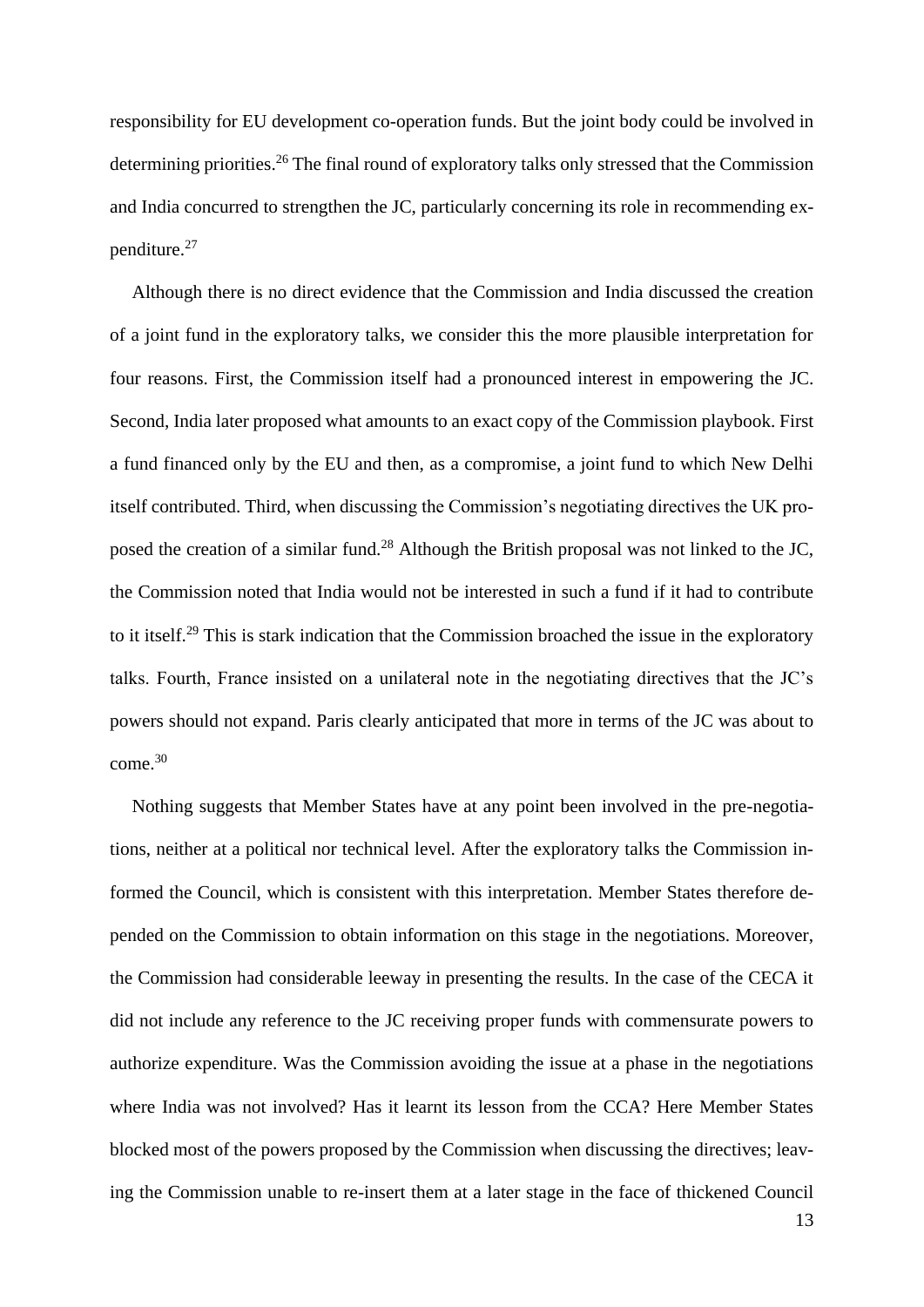responsibility for EU development co-operation funds. But the joint body could be involved in determining priorities.[26] The final round of exploratory talks only stressed that the Commission and India concurred to strengthen the JC, particularly concerning its role in recommending expenditure.[27]

Although there is no direct evidence that the Commission and India discussed the creation of a joint fund in the exploratory talks, we consider this the more plausible interpretation for four reasons. First, the Commission itself had a pronounced interest in empowering the JC. Second, India later proposed what amounts to an exact copy of the Commission playbook. First a fund financed only by the EU and then, as a compromise, a joint fund to which New Delhi itself contributed. Third, when discussing the Commission's negotiating directives the UK proposed the creation of a similar fund.[28] Although the British proposal was not linked to the JC, the Commission noted that India would not be interested in such a fund if it had to contribute to it itself.[29] This is stark indication that the Commission broached the issue in the exploratory talks. Fourth, France insisted on a unilateral note in the negotiating directives that the JC's powers should not expand. Paris clearly anticipated that more in terms of the JC was about to come.[30]

Nothing suggests that Member States have at any point been involved in the pre-negotiations, neither at a political nor technical level. After the exploratory talks the Commission informed the Council, which is consistent with this interpretation. Member States therefore depended on the Commission to obtain information on this stage in the negotiations. Moreover, the Commission had considerable leeway in presenting the results. In the case of the CECA it did not include any reference to the JC receiving proper funds with commensurate powers to authorize expenditure. Was the Commission avoiding the issue at a phase in the negotiations where India was not involved? Has it learnt its lesson from the CCA? Here Member States blocked most of the powers proposed by the Commission when discussing the directives; leaving the Commission unable to re-insert them at a later stage in the face of thickened Council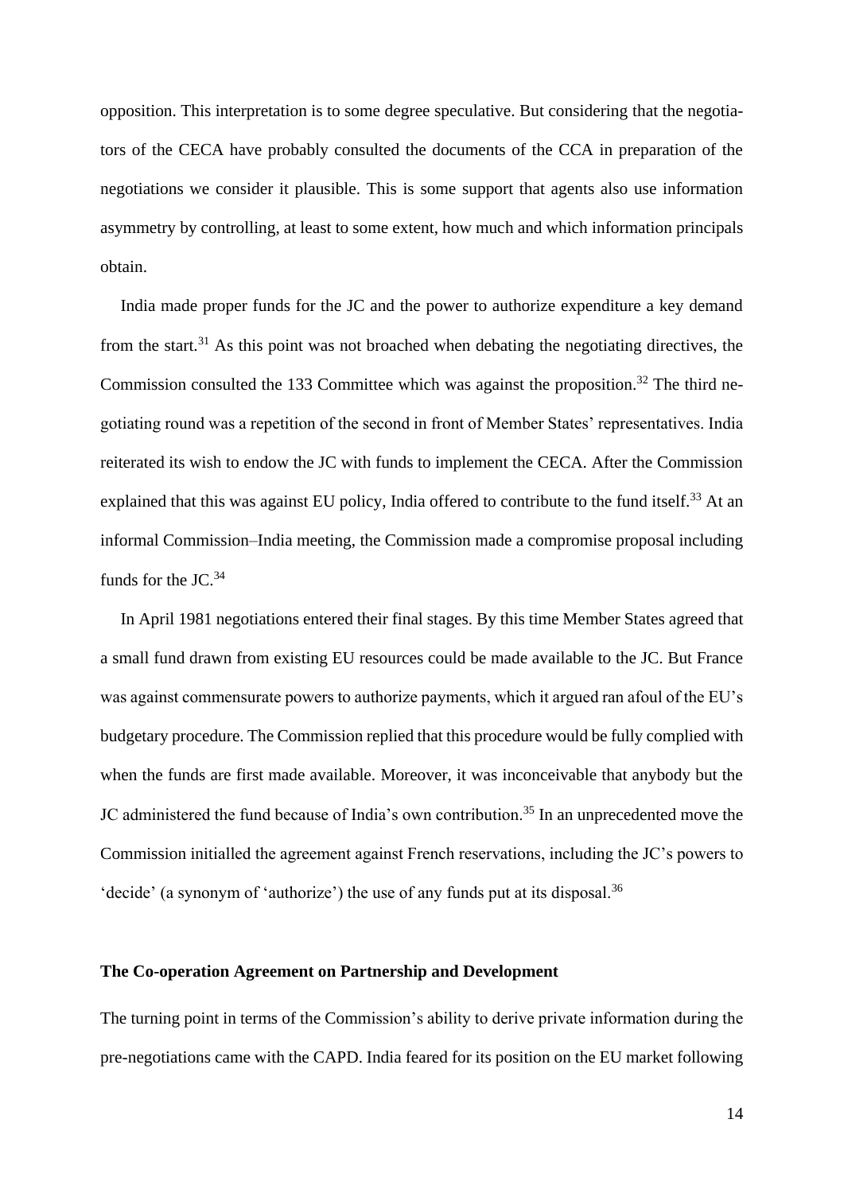opposition. This interpretation is to some degree speculative. But considering that the negotiators of the CECA have probably consulted the documents of the CCA in preparation of the negotiations we consider it plausible. This is some support that agents also use information asymmetry by controlling, at least to some extent, how much and which information principals obtain.

India made proper funds for the JC and the power to authorize expenditure a key demand from the start.[31] As this point was not broached when debating the negotiating directives, the Commission consulted the 133 Committee which was against the proposition.[32] The third negotiating round was a repetition of the second in front of Member States' representatives. India reiterated its wish to endow the JC with funds to implement the CECA. After the Commission explained that this was against EU policy, India offered to contribute to the fund itself.[33] At an informal Commission–India meeting, the Commission made a compromise proposal including funds for the JC.[34]

In April 1981 negotiations entered their final stages. By this time Member States agreed that a small fund drawn from existing EU resources could be made available to the JC. But France was against commensurate powers to authorize payments, which it argued ran afoul of the EU's budgetary procedure. The Commission replied that this procedure would be fully complied with when the funds are first made available. Moreover, it was inconceivable that anybody but the JC administered the fund because of India's own contribution.[35] In an unprecedented move the Commission initialled the agreement against French reservations, including the JC's powers to 'decide' (a synonym of 'authorize') the use of any funds put at its disposal.[36]

## The Co-operation Agreement on Partnership and Development

The turning point in terms of the Commission's ability to derive private information during the pre-negotiations came with the CAPD. India feared for its position on the EU market following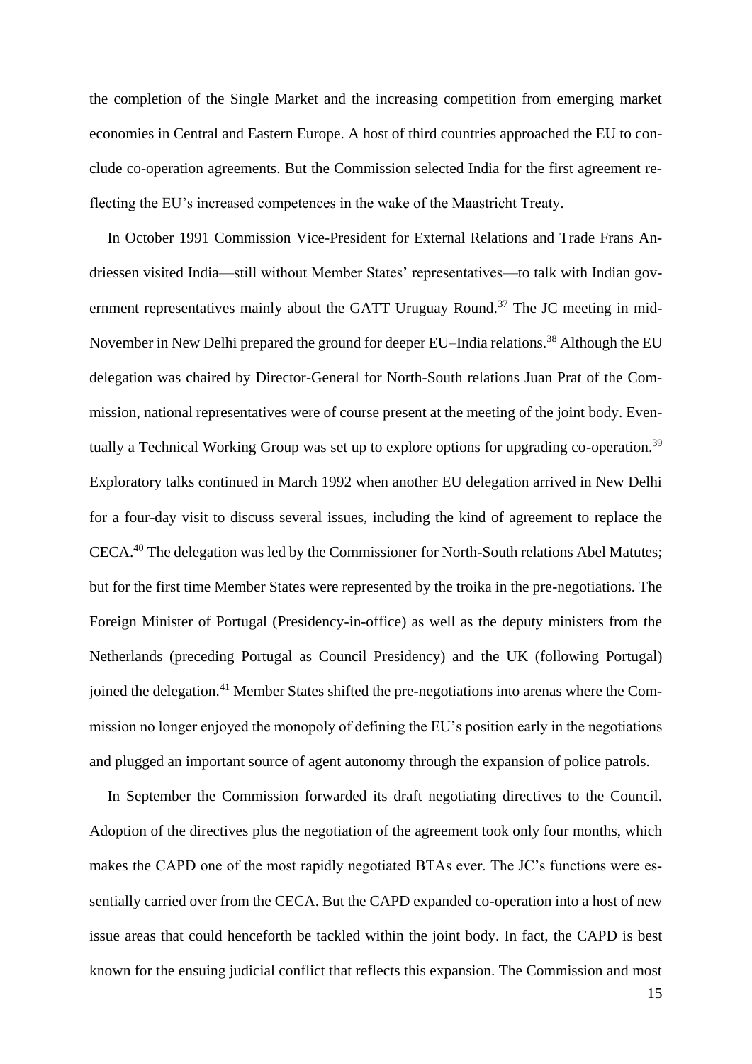the completion of the Single Market and the increasing competition from emerging market economies in Central and Eastern Europe. A host of third countries approached the EU to conclude co-operation agreements. But the Commission selected India for the first agreement reflecting the EU's increased competences in the wake of the Maastricht Treaty.

In October 1991 Commission Vice-President for External Relations and Trade Frans Andriessen visited India—still without Member States' representatives—to talk with Indian government representatives mainly about the GATT Uruguay Round.[37] The JC meeting in mid-November in New Delhi prepared the ground for deeper EU–India relations.[38] Although the EU delegation was chaired by Director-General for North-South relations Juan Prat of the Commission, national representatives were of course present at the meeting of the joint body. Eventually a Technical Working Group was set up to explore options for upgrading co-operation.[39] Exploratory talks continued in March 1992 when another EU delegation arrived in New Delhi for a four-day visit to discuss several issues, including the kind of agreement to replace the CECA.[40] The delegation was led by the Commissioner for North-South relations Abel Matutes; but for the first time Member States were represented by the troika in the pre-negotiations. The Foreign Minister of Portugal (Presidency-in-office) as well as the deputy ministers from the Netherlands (preceding Portugal as Council Presidency) and the UK (following Portugal) joined the delegation.[41] Member States shifted the pre-negotiations into arenas where the Commission no longer enjoyed the monopoly of defining the EU's position early in the negotiations and plugged an important source of agent autonomy through the expansion of police patrols.

In September the Commission forwarded its draft negotiating directives to the Council. Adoption of the directives plus the negotiation of the agreement took only four months, which makes the CAPD one of the most rapidly negotiated BTAs ever. The JC's functions were essentially carried over from the CECA. But the CAPD expanded co-operation into a host of new issue areas that could henceforth be tackled within the joint body. In fact, the CAPD is best known for the ensuing judicial conflict that reflects this expansion. The Commission and most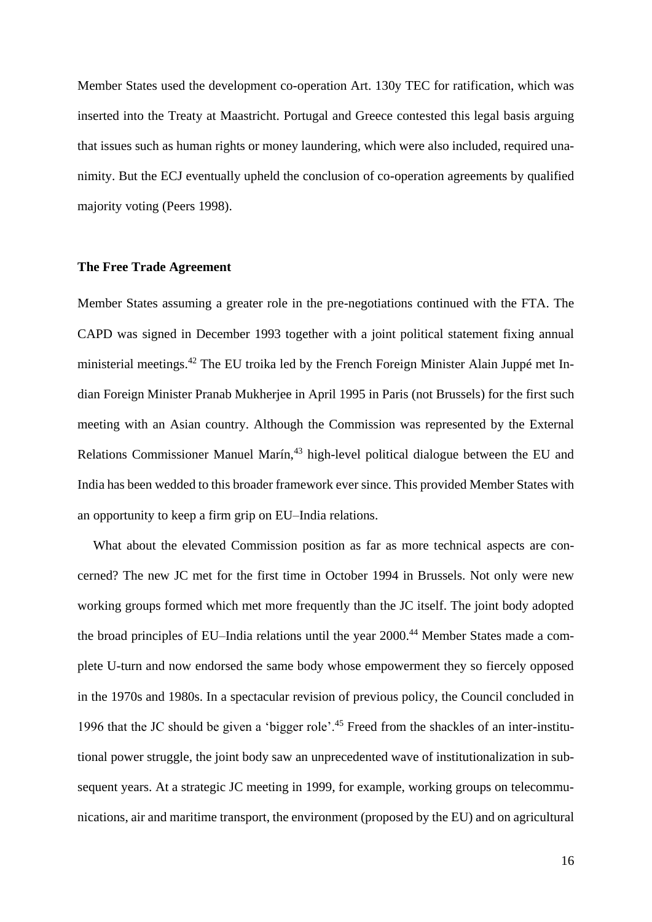Member States used the development co-operation Art. 130y TEC for ratification, which was inserted into the Treaty at Maastricht. Portugal and Greece contested this legal basis arguing that issues such as human rights or money laundering, which were also included, required unanimity. But the ECJ eventually upheld the conclusion of co-operation agreements by qualified majority voting (Peers 1998).

### The Free Trade Agreement

Member States assuming a greater role in the pre-negotiations continued with the FTA. The CAPD was signed in December 1993 together with a joint political statement fixing annual ministerial meetings.[42] The EU troika led by the French Foreign Minister Alain Juppé met Indian Foreign Minister Pranab Mukherjee in April 1995 in Paris (not Brussels) for the first such meeting with an Asian country. Although the Commission was represented by the External Relations Commissioner Manuel Marín,[43] high-level political dialogue between the EU and India has been wedded to this broader framework ever since. This provided Member States with an opportunity to keep a firm grip on EU–India relations.

What about the elevated Commission position as far as more technical aspects are concerned? The new JC met for the first time in October 1994 in Brussels. Not only were new working groups formed which met more frequently than the JC itself. The joint body adopted the broad principles of EU–India relations until the year 2000.[44] Member States made a complete U-turn and now endorsed the same body whose empowerment they so fiercely opposed in the 1970s and 1980s. In a spectacular revision of previous policy, the Council concluded in 1996 that the JC should be given a 'bigger role'.[45] Freed from the shackles of an inter-institutional power struggle, the joint body saw an unprecedented wave of institutionalization in subsequent years. At a strategic JC meeting in 1999, for example, working groups on telecommunications, air and maritime transport, the environment (proposed by the EU) and on agricultural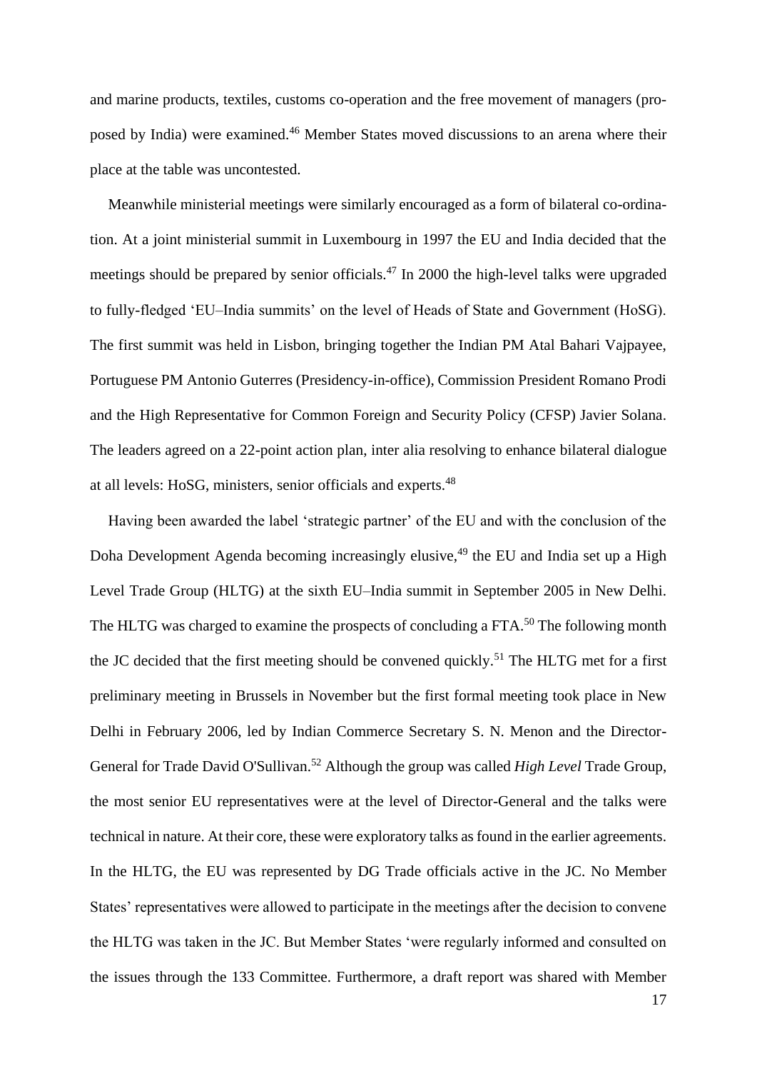and marine products, textiles, customs co-operation and the free movement of managers (proposed by India) were examined.[46] Member States moved discussions to an arena where their place at the table was uncontested.

Meanwhile ministerial meetings were similarly encouraged as a form of bilateral co-ordination. At a joint ministerial summit in Luxembourg in 1997 the EU and India decided that the meetings should be prepared by senior officials.[47] In 2000 the high-level talks were upgraded to fully-fledged 'EU–India summits' on the level of Heads of State and Government (HoSG). The first summit was held in Lisbon, bringing together the Indian PM Atal Bahari Vajpayee, Portuguese PM Antonio Guterres (Presidency-in-office), Commission President Romano Prodi and the High Representative for Common Foreign and Security Policy (CFSP) Javier Solana. The leaders agreed on a 22-point action plan, inter alia resolving to enhance bilateral dialogue at all levels: HoSG, ministers, senior officials and experts.[48]

Having been awarded the label 'strategic partner' of the EU and with the conclusion of the Doha Development Agenda becoming increasingly elusive,[49] the EU and India set up a High Level Trade Group (HLTG) at the sixth EU–India summit in September 2005 in New Delhi. The HLTG was charged to examine the prospects of concluding a FTA.[50] The following month the JC decided that the first meeting should be convened quickly.[51] The HLTG met for a first preliminary meeting in Brussels in November but the first formal meeting took place in New Delhi in February 2006, led by Indian Commerce Secretary S. N. Menon and the Director-General for Trade David O'Sullivan.[52] Although the group was called *High Level* Trade Group, the most senior EU representatives were at the level of Director-General and the talks were technical in nature. At their core, these were exploratory talks as found in the earlier agreements. In the HLTG, the EU was represented by DG Trade officials active in the JC. No Member States' representatives were allowed to participate in the meetings after the decision to convene the HLTG was taken in the JC. But Member States 'were regularly informed and consulted on the issues through the 133 Committee. Furthermore, a draft report was shared with Member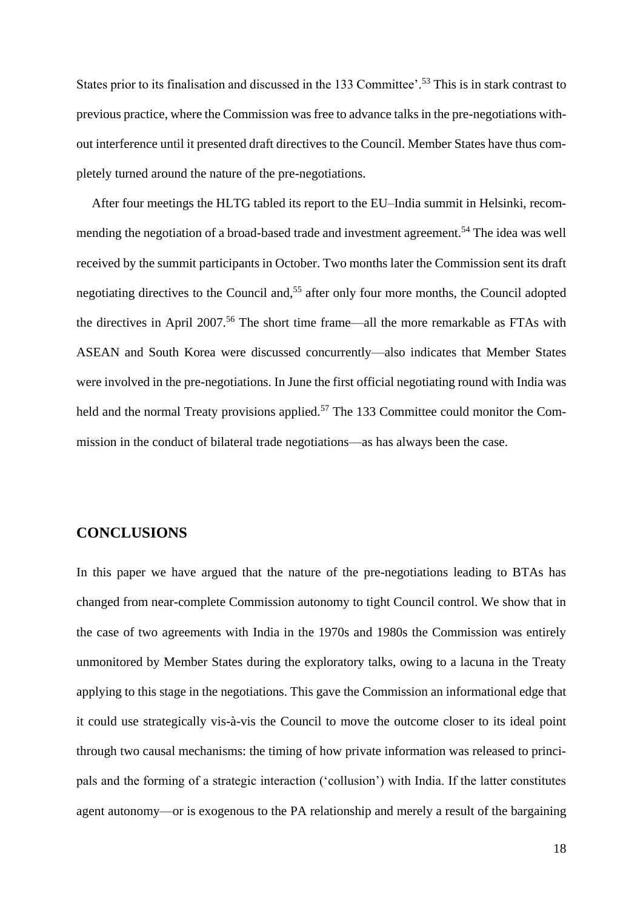States prior to its finalisation and discussed in the 133 Committee'.[53] This is in stark contrast to previous practice, where the Commission was free to advance talks in the pre-negotiations without interference until it presented draft directives to the Council. Member States have thus completely turned around the nature of the pre-negotiations.

After four meetings the HLTG tabled its report to the EU–India summit in Helsinki, recommending the negotiation of a broad-based trade and investment agreement.[54] The idea was well received by the summit participants in October. Two months later the Commission sent its draft negotiating directives to the Council and,[55] after only four more months, the Council adopted the directives in April 2007.[56] The short time frame—all the more remarkable as FTAs with ASEAN and South Korea were discussed concurrently—also indicates that Member States were involved in the pre-negotiations. In June the first official negotiating round with India was held and the normal Treaty provisions applied.[57] The 133 Committee could monitor the Commission in the conduct of bilateral trade negotiations—as has always been the case.

## CONCLUSIONS

In this paper we have argued that the nature of the pre-negotiations leading to BTAs has changed from near-complete Commission autonomy to tight Council control. We show that in the case of two agreements with India in the 1970s and 1980s the Commission was entirely unmonitored by Member States during the exploratory talks, owing to a lacuna in the Treaty applying to this stage in the negotiations. This gave the Commission an informational edge that it could use strategically vis-à-vis the Council to move the outcome closer to its ideal point through two causal mechanisms: the timing of how private information was released to principals and the forming of a strategic interaction ('collusion') with India. If the latter constitutes agent autonomy—or is exogenous to the PA relationship and merely a result of the bargaining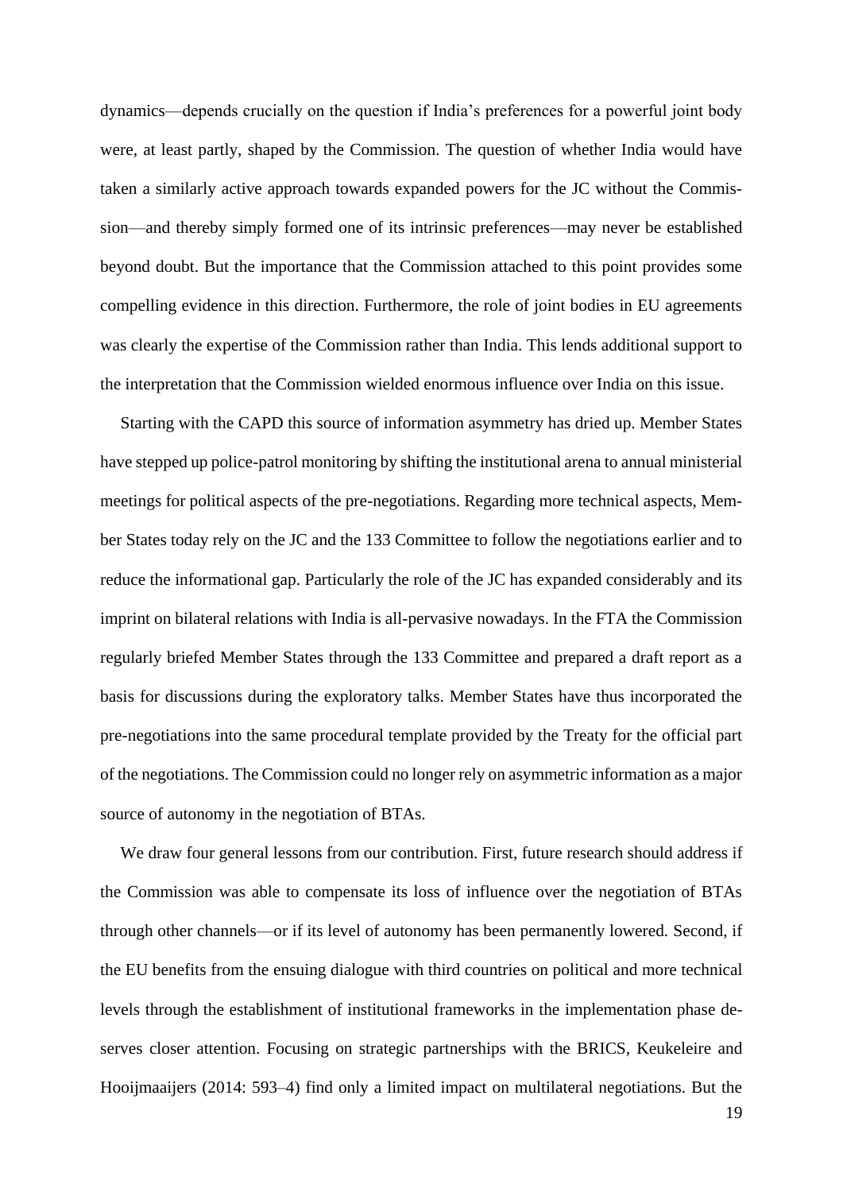dynamics—depends crucially on the question if India's preferences for a powerful joint body were, at least partly, shaped by the Commission. The question of whether India would have taken a similarly active approach towards expanded powers for the JC without the Commission—and thereby simply formed one of its intrinsic preferences—may never be established beyond doubt. But the importance that the Commission attached to this point provides some compelling evidence in this direction. Furthermore, the role of joint bodies in EU agreements was clearly the expertise of the Commission rather than India. This lends additional support to the interpretation that the Commission wielded enormous influence over India on this issue.

Starting with the CAPD this source of information asymmetry has dried up. Member States have stepped up police-patrol monitoring by shifting the institutional arena to annual ministerial meetings for political aspects of the pre-negotiations. Regarding more technical aspects, Member States today rely on the JC and the 133 Committee to follow the negotiations earlier and to reduce the informational gap. Particularly the role of the JC has expanded considerably and its imprint on bilateral relations with India is all-pervasive nowadays. In the FTA the Commission regularly briefed Member States through the 133 Committee and prepared a draft report as a basis for discussions during the exploratory talks. Member States have thus incorporated the pre-negotiations into the same procedural template provided by the Treaty for the official part of the negotiations. The Commission could no longer rely on asymmetric information as a major source of autonomy in the negotiation of BTAs.

We draw four general lessons from our contribution. First, future research should address if the Commission was able to compensate its loss of influence over the negotiation of BTAs through other channels—or if its level of autonomy has been permanently lowered. Second, if the EU benefits from the ensuing dialogue with third countries on political and more technical levels through the establishment of institutional frameworks in the implementation phase deserves closer attention. Focusing on strategic partnerships with the BRICS, Keukeleire and Hooijmaaijers (2014: 593–4) find only a limited impact on multilateral negotiations. But the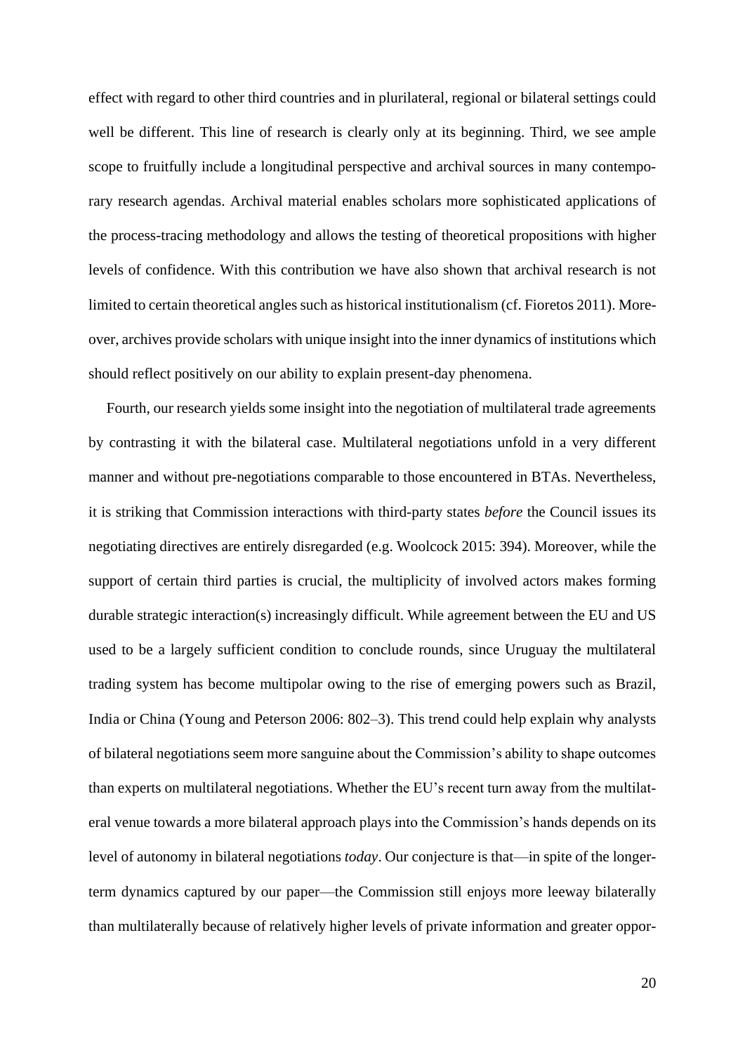effect with regard to other third countries and in plurilateral, regional or bilateral settings could well be different. This line of research is clearly only at its beginning. Third, we see ample scope to fruitfully include a longitudinal perspective and archival sources in many contemporary research agendas. Archival material enables scholars more sophisticated applications of the process-tracing methodology and allows the testing of theoretical propositions with higher levels of confidence. With this contribution we have also shown that archival research is not limited to certain theoretical angles such as historical institutionalism (cf. Fioretos 2011). Moreover, archives provide scholars with unique insight into the inner dynamics of institutions which should reflect positively on our ability to explain present-day phenomena.

Fourth, our research yields some insight into the negotiation of multilateral trade agreements by contrasting it with the bilateral case. Multilateral negotiations unfold in a very different manner and without pre-negotiations comparable to those encountered in BTAs. Nevertheless, it is striking that Commission interactions with third-party states *before* the Council issues its negotiating directives are entirely disregarded (e.g. Woolcock 2015: 394). Moreover, while the support of certain third parties is crucial, the multiplicity of involved actors makes forming durable strategic interaction(s) increasingly difficult. While agreement between the EU and US used to be a largely sufficient condition to conclude rounds, since Uruguay the multilateral trading system has become multipolar owing to the rise of emerging powers such as Brazil, India or China (Young and Peterson 2006: 802–3). This trend could help explain why analysts of bilateral negotiations seem more sanguine about the Commission's ability to shape outcomes than experts on multilateral negotiations. Whether the EU's recent turn away from the multilateral venue towards a more bilateral approach plays into the Commission's hands depends on its level of autonomy in bilateral negotiations *today*. Our conjecture is that—in spite of the longer-term dynamics captured by our paper—the Commission still enjoys more leeway bilaterally than multilaterally because of relatively higher levels of private information and greater oppor-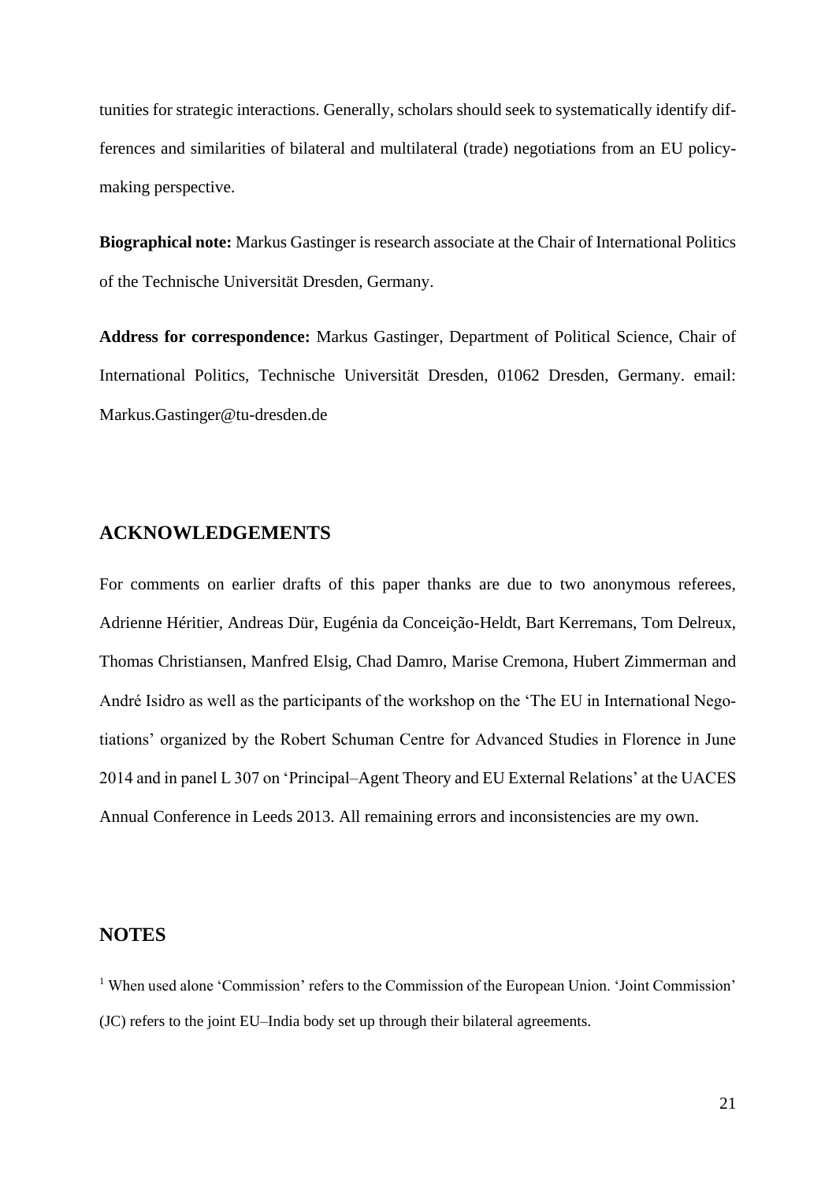tunities for strategic interactions. Generally, scholars should seek to systematically identify differences and similarities of bilateral and multilateral (trade) negotiations from an EU policy-making perspective.

**Biographical note:** Markus Gastinger is research associate at the Chair of International Politics of the Technische Universität Dresden, Germany.

**Address for correspondence:** Markus Gastinger, Department of Political Science, Chair of International Politics, Technische Universität Dresden, 01062 Dresden, Germany. email: Markus.Gastinger@tu-dresden.de

## ACKNOWLEDGEMENTS

For comments on earlier drafts of this paper thanks are due to two anonymous referees, Adrienne Héritier, Andreas Dür, Eugénia da Conceição-Heldt, Bart Kerremans, Tom Delreux, Thomas Christiansen, Manfred Elsig, Chad Damro, Marise Cremona, Hubert Zimmerman and André Isidro as well as the participants of the workshop on the 'The EU in International Negotiations' organized by the Robert Schuman Centre for Advanced Studies in Florence in June 2014 and in panel L 307 on 'Principal–Agent Theory and EU External Relations' at the UACES Annual Conference in Leeds 2013. All remaining errors and inconsistencies are my own.

## NOTES

[1] When used alone 'Commission' refers to the Commission of the European Union. 'Joint Commission' (JC) refers to the joint EU–India body set up through their bilateral agreements.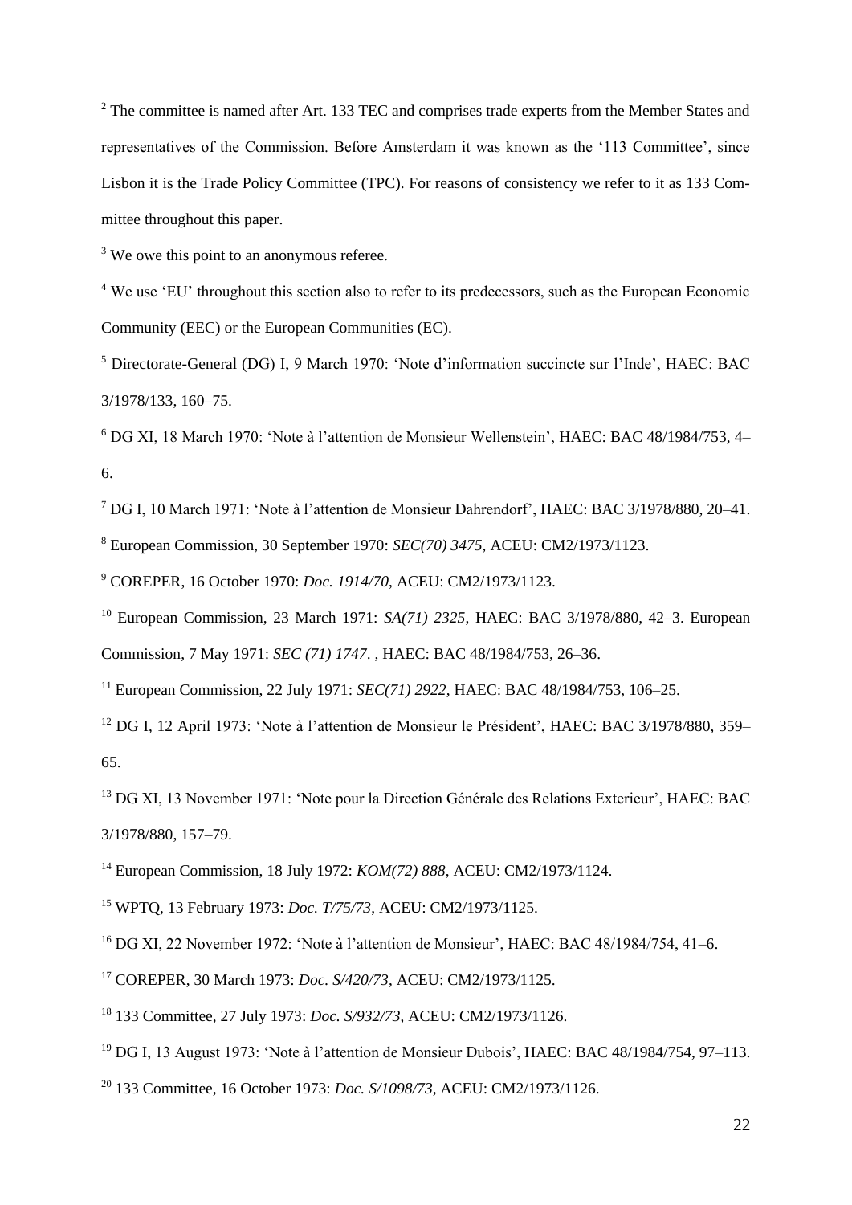[2] The committee is named after Art. 133 TEC and comprises trade experts from the Member States and representatives of the Commission. Before Amsterdam it was known as the '113 Committee', since Lisbon it is the Trade Policy Committee (TPC). For reasons of consistency we refer to it as 133 Committee throughout this paper.

[3] We owe this point to an anonymous referee.

[4] We use 'EU' throughout this section also to refer to its predecessors, such as the European Economic Community (EEC) or the European Communities (EC).

[5] Directorate-General (DG) I, 9 March 1970: 'Note d'information succincte sur l'Inde', HAEC: BAC 3/1978/133, 160–75.

[6] DG XI, 18 March 1970: 'Note à l'attention de Monsieur Wellenstein', HAEC: BAC 48/1984/753, 4–6.

[7] DG I, 10 March 1971: 'Note à l'attention de Monsieur Dahrendorf', HAEC: BAC 3/1978/880, 20–41.

[8] European Commission, 30 September 1970: *SEC(70) 3475*, ACEU: CM2/1973/1123.

[9] COREPER, 16 October 1970: *Doc. 1914/70*, ACEU: CM2/1973/1123.

[10] European Commission, 23 March 1971: *SA(71) 2325*, HAEC: BAC 3/1978/880, 42–3. European Commission, 7 May 1971: *SEC (71) 1747*. , HAEC: BAC 48/1984/753, 26–36.

[11] European Commission, 22 July 1971: *SEC(71) 2922*, HAEC: BAC 48/1984/753, 106–25.

[12] DG I, 12 April 1973: 'Note à l'attention de Monsieur le Président', HAEC: BAC 3/1978/880, 359–65.

[13] DG XI, 13 November 1971: 'Note pour la Direction Générale des Relations Exterieur', HAEC: BAC 3/1978/880, 157–79.

[14] European Commission, 18 July 1972: *KOM(72) 888*, ACEU: CM2/1973/1124.

[15] WPTQ, 13 February 1973: *Doc. T/75/73*, ACEU: CM2/1973/1125.

[16] DG XI, 22 November 1972: 'Note à l'attention de Monsieur', HAEC: BAC 48/1984/754, 41–6.

[17] COREPER, 30 March 1973: *Doc. S/420/73*, ACEU: CM2/1973/1125.

[18] 133 Committee, 27 July 1973: *Doc. S/932/73*, ACEU: CM2/1973/1126.

[19] DG I, 13 August 1973: 'Note à l'attention de Monsieur Dubois', HAEC: BAC 48/1984/754, 97–113.

[20] 133 Committee, 16 October 1973: *Doc. S/1098/73*, ACEU: CM2/1973/1126.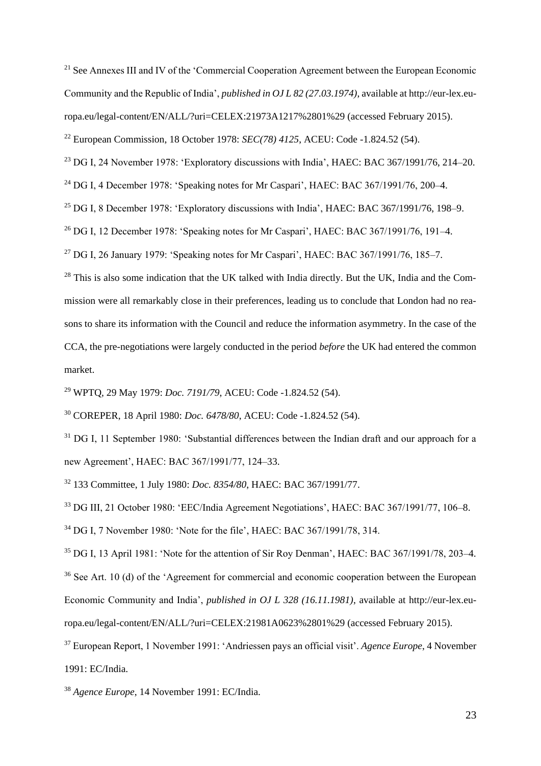[21] See Annexes III and IV of the 'Commercial Cooperation Agreement between the European Economic Community and the Republic of India', *published in OJ L 82 (27.03.1974)*, available at http://eur-lex.europa.eu/legal-content/EN/ALL/?uri=CELEX:21973A1217%2801%29 (accessed February 2015).

[22] European Commission, 18 October 1978: *SEC(78) 4125*, ACEU: Code -1.824.52 (54).

[23] DG I, 24 November 1978: 'Exploratory discussions with India', HAEC: BAC 367/1991/76, 214–20.

[24] DG I, 4 December 1978: 'Speaking notes for Mr Caspari', HAEC: BAC 367/1991/76, 200–4.

[25] DG I, 8 December 1978: 'Exploratory discussions with India', HAEC: BAC 367/1991/76, 198–9.

[26] DG I, 12 December 1978: 'Speaking notes for Mr Caspari', HAEC: BAC 367/1991/76, 191–4.

[27] DG I, 26 January 1979: 'Speaking notes for Mr Caspari', HAEC: BAC 367/1991/76, 185–7.

[28] This is also some indication that the UK talked with India directly. But the UK, India and the Commission were all remarkably close in their preferences, leading us to conclude that London had no reasons to share its information with the Council and reduce the information asymmetry. In the case of the CCA, the pre-negotiations were largely conducted in the period *before* the UK had entered the common market.

[29] WPTQ, 29 May 1979: *Doc. 7191/79*, ACEU: Code -1.824.52 (54).

[30] COREPER, 18 April 1980: *Doc. 6478/80*, ACEU: Code -1.824.52 (54).

[31] DG I, 11 September 1980: 'Substantial differences between the Indian draft and our approach for a new Agreement', HAEC: BAC 367/1991/77, 124–33.

[32] 133 Committee, 1 July 1980: *Doc. 8354/80*, HAEC: BAC 367/1991/77.

[33] DG III, 21 October 1980: 'EEC/India Agreement Negotiations', HAEC: BAC 367/1991/77, 106–8.

[34] DG I, 7 November 1980: 'Note for the file', HAEC: BAC 367/1991/78, 314.

[35] DG I, 13 April 1981: 'Note for the attention of Sir Roy Denman', HAEC: BAC 367/1991/78, 203–4.

[36] See Art. 10 (d) of the 'Agreement for commercial and economic cooperation between the European Economic Community and India', *published in OJ L 328 (16.11.1981)*, available at http://eur-lex.europa.eu/legal-content/EN/ALL/?uri=CELEX:21981A0623%2801%29 (accessed February 2015).

[37] European Report, 1 November 1991: 'Andriessen pays an official visit'. *Agence Europe*, 4 November 1991: EC/India.

[38] *Agence Europe*, 14 November 1991: EC/India.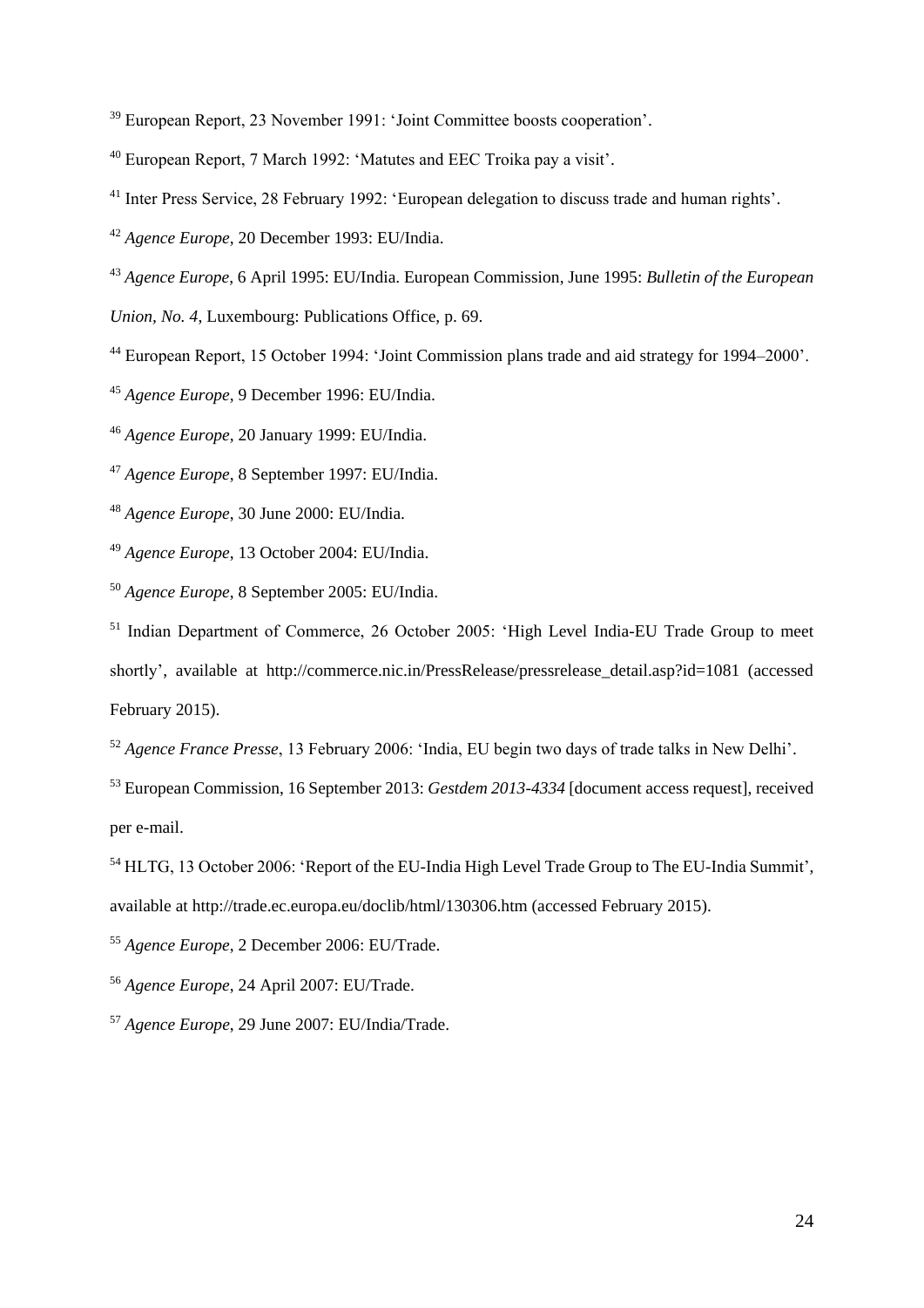[39] European Report, 23 November 1991: 'Joint Committee boosts cooperation'.

[40] European Report, 7 March 1992: 'Matutes and EEC Troika pay a visit'.

[41] Inter Press Service, 28 February 1992: 'European delegation to discuss trade and human rights'.

[42] *Agence Europe*, 20 December 1993: EU/India.

[43] *Agence Europe*, 6 April 1995: EU/India. European Commission, June 1995: *Bulletin of the European Union, No. 4*, Luxembourg: Publications Office, p. 69.

[44] European Report, 15 October 1994: 'Joint Commission plans trade and aid strategy for 1994–2000'.

[45] *Agence Europe*, 9 December 1996: EU/India.

[46] *Agence Europe*, 20 January 1999: EU/India.

[47] *Agence Europe*, 8 September 1997: EU/India.

[48] *Agence Europe*, 30 June 2000: EU/India.

[49] *Agence Europe*, 13 October 2004: EU/India.

[50] *Agence Europe*, 8 September 2005: EU/India.

[51] Indian Department of Commerce, 26 October 2005: 'High Level India-EU Trade Group to meet shortly', available at http://commerce.nic.in/PressRelease/pressrelease_detail.asp?id=1081 (accessed February 2015).

[52] *Agence France Presse*, 13 February 2006: 'India, EU begin two days of trade talks in New Delhi'.

[53] European Commission, 16 September 2013: *Gestdem 2013-4334* [document access request], received per e-mail.

[54] HLTG, 13 October 2006: 'Report of the EU-India High Level Trade Group to The EU-India Summit', available at http://trade.ec.europa.eu/doclib/html/130306.htm (accessed February 2015).

[55] *Agence Europe*, 2 December 2006: EU/Trade.

[56] *Agence Europe*, 24 April 2007: EU/Trade.

[57] *Agence Europe*, 29 June 2007: EU/India/Trade.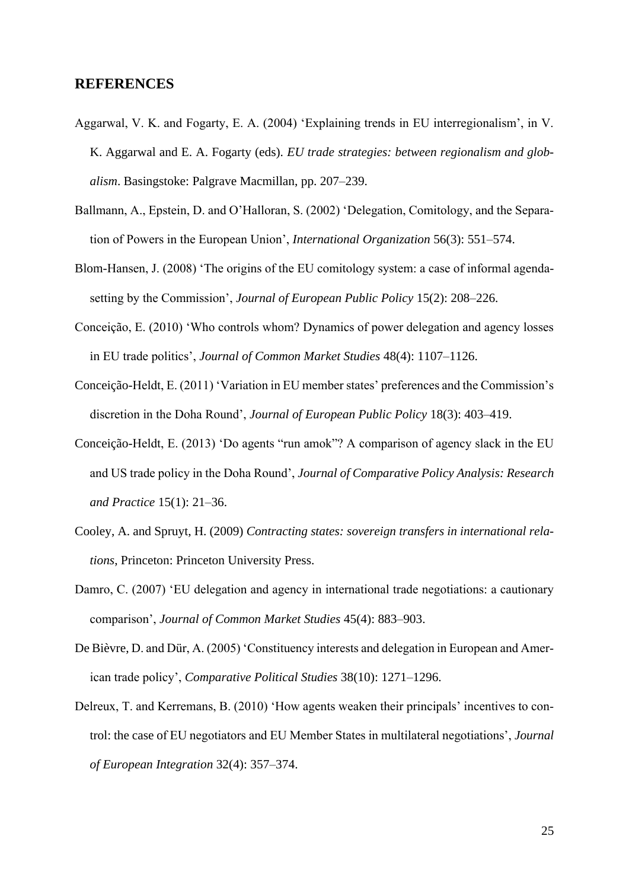## REFERENCES

Aggarwal, V. K. and Fogarty, E. A. (2004) 'Explaining trends in EU interregionalism', in V. K. Aggarwal and E. A. Fogarty (eds). *EU trade strategies: between regionalism and globalism*. Basingstoke: Palgrave Macmillan, pp. 207–239.

Ballmann, A., Epstein, D. and O'Halloran, S. (2002) 'Delegation, Comitology, and the Separation of Powers in the European Union', *International Organization* 56(3): 551–574.

Blom-Hansen, J. (2008) 'The origins of the EU comitology system: a case of informal agenda-setting by the Commission', *Journal of European Public Policy* 15(2): 208–226.

Conceição, E. (2010) 'Who controls whom? Dynamics of power delegation and agency losses in EU trade politics', *Journal of Common Market Studies* 48(4): 1107–1126.

Conceição-Heldt, E. (2011) 'Variation in EU member states' preferences and the Commission's discretion in the Doha Round', *Journal of European Public Policy* 18(3): 403–419.

Conceição-Heldt, E. (2013) 'Do agents "run amok"? A comparison of agency slack in the EU and US trade policy in the Doha Round', *Journal of Comparative Policy Analysis: Research and Practice* 15(1): 21–36.

Cooley, A. and Spruyt, H. (2009) *Contracting states: sovereign transfers in international relations*, Princeton: Princeton University Press.

Damro, C. (2007) 'EU delegation and agency in international trade negotiations: a cautionary comparison', *Journal of Common Market Studies* 45(4): 883–903.

De Bièvre, D. and Dür, A. (2005) 'Constituency interests and delegation in European and American trade policy', *Comparative Political Studies* 38(10): 1271–1296.

Delreux, T. and Kerremans, B. (2010) 'How agents weaken their principals' incentives to control: the case of EU negotiators and EU Member States in multilateral negotiations', *Journal of European Integration* 32(4): 357–374.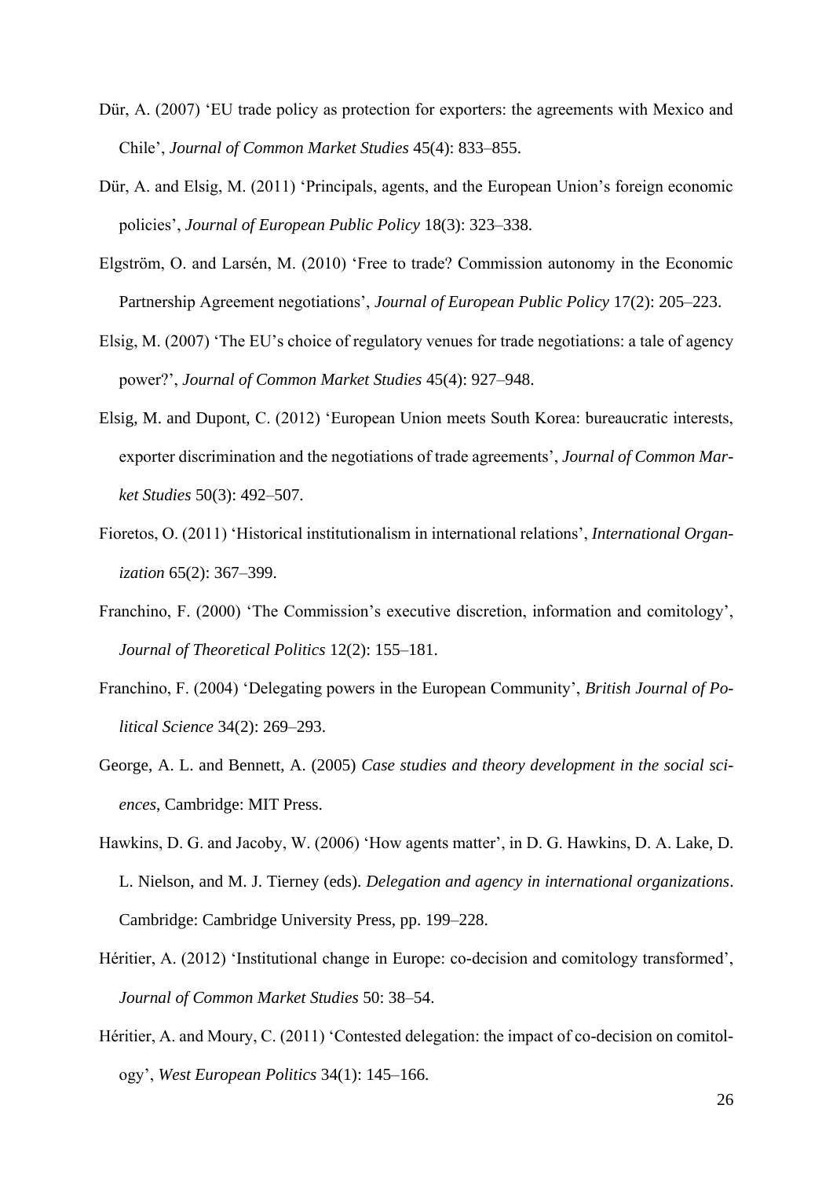Dür, A. (2007) 'EU trade policy as protection for exporters: the agreements with Mexico and Chile', *Journal of Common Market Studies* 45(4): 833–855.

Dür, A. and Elsig, M. (2011) 'Principals, agents, and the European Union's foreign economic policies', *Journal of European Public Policy* 18(3): 323–338.

Elgström, O. and Larsén, M. (2010) 'Free to trade? Commission autonomy in the Economic Partnership Agreement negotiations', *Journal of European Public Policy* 17(2): 205–223.

Elsig, M. (2007) 'The EU's choice of regulatory venues for trade negotiations: a tale of agency power?', *Journal of Common Market Studies* 45(4): 927–948.

Elsig, M. and Dupont, C. (2012) 'European Union meets South Korea: bureaucratic interests, exporter discrimination and the negotiations of trade agreements', *Journal of Common Market Studies* 50(3): 492–507.

Fioretos, O. (2011) 'Historical institutionalism in international relations', *International Organization* 65(2): 367–399.

Franchino, F. (2000) 'The Commission's executive discretion, information and comitology', *Journal of Theoretical Politics* 12(2): 155–181.

Franchino, F. (2004) 'Delegating powers in the European Community', *British Journal of Political Science* 34(2): 269–293.

George, A. L. and Bennett, A. (2005) *Case studies and theory development in the social sciences*, Cambridge: MIT Press.

Hawkins, D. G. and Jacoby, W. (2006) 'How agents matter', in D. G. Hawkins, D. A. Lake, D. L. Nielson, and M. J. Tierney (eds). *Delegation and agency in international organizations*. Cambridge: Cambridge University Press, pp. 199–228.

Héritier, A. (2012) 'Institutional change in Europe: co-decision and comitology transformed', *Journal of Common Market Studies* 50: 38–54.

Héritier, A. and Moury, C. (2011) 'Contested delegation: the impact of co-decision on comitology', *West European Politics* 34(1): 145–166.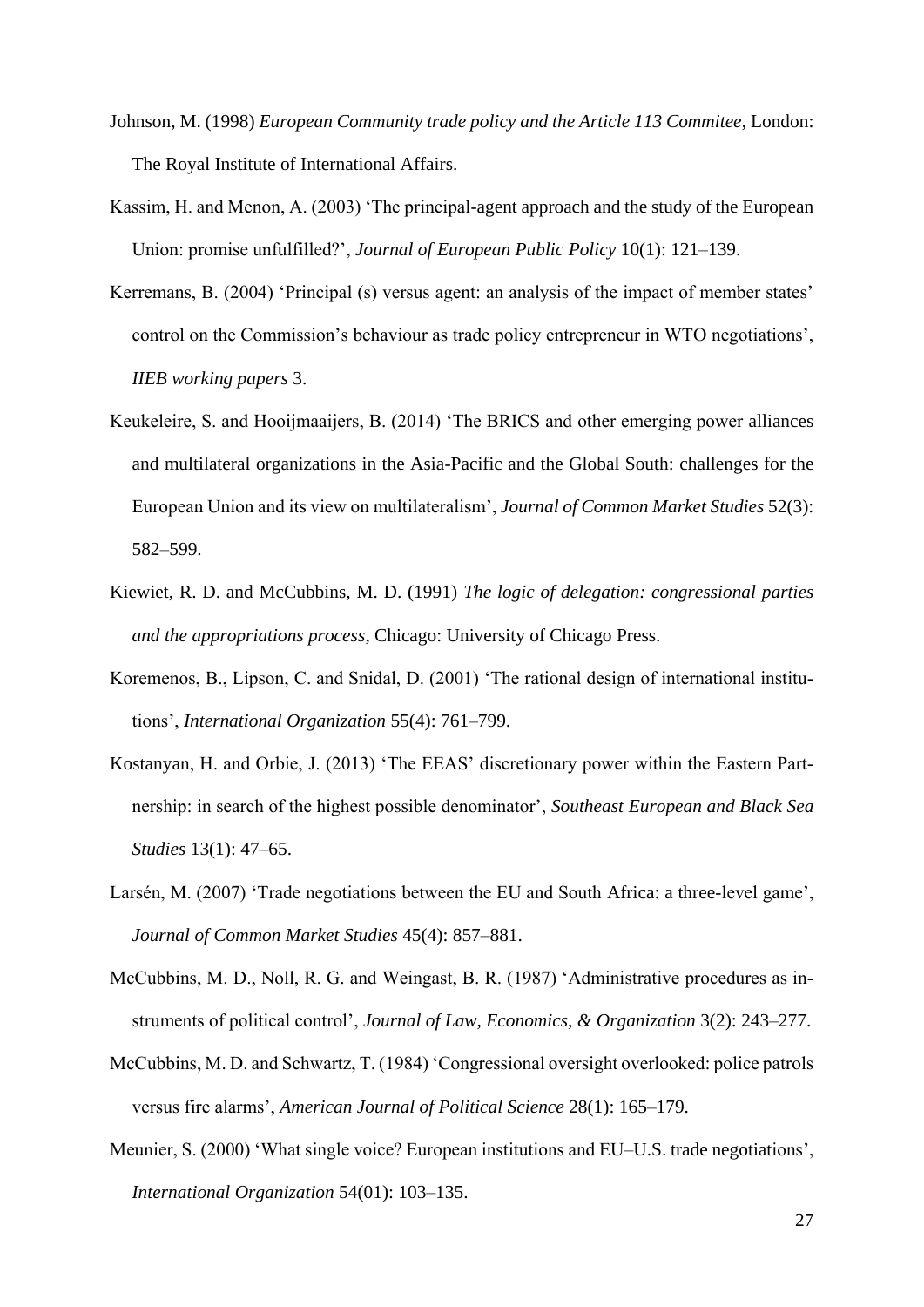Johnson, M. (1998) *European Community trade policy and the Article 113 Commitee*, London: The Royal Institute of International Affairs.

Kassim, H. and Menon, A. (2003) 'The principal-agent approach and the study of the European Union: promise unfulfilled?', *Journal of European Public Policy* 10(1): 121–139.

Kerremans, B. (2004) 'Principal (s) versus agent: an analysis of the impact of member states' control on the Commission's behaviour as trade policy entrepreneur in WTO negotiations', *IIEB working papers* 3.

Keukeleire, S. and Hooijmaaijers, B. (2014) 'The BRICS and other emerging power alliances and multilateral organizations in the Asia-Pacific and the Global South: challenges for the European Union and its view on multilateralism', *Journal of Common Market Studies* 52(3): 582–599.

Kiewiet, R. D. and McCubbins, M. D. (1991) *The logic of delegation: congressional parties and the appropriations process*, Chicago: University of Chicago Press.

Koremenos, B., Lipson, C. and Snidal, D. (2001) 'The rational design of international institutions', *International Organization* 55(4): 761–799.

Kostanyan, H. and Orbie, J. (2013) 'The EEAS' discretionary power within the Eastern Partnership: in search of the highest possible denominator', *Southeast European and Black Sea Studies* 13(1): 47–65.

Larsén, M. (2007) 'Trade negotiations between the EU and South Africa: a three-level game', *Journal of Common Market Studies* 45(4): 857–881.

McCubbins, M. D., Noll, R. G. and Weingast, B. R. (1987) 'Administrative procedures as instruments of political control', *Journal of Law, Economics, & Organization* 3(2): 243–277.

McCubbins, M. D. and Schwartz, T. (1984) 'Congressional oversight overlooked: police patrols versus fire alarms', *American Journal of Political Science* 28(1): 165–179.

Meunier, S. (2000) 'What single voice? European institutions and EU–U.S. trade negotiations', *International Organization* 54(01): 103–135.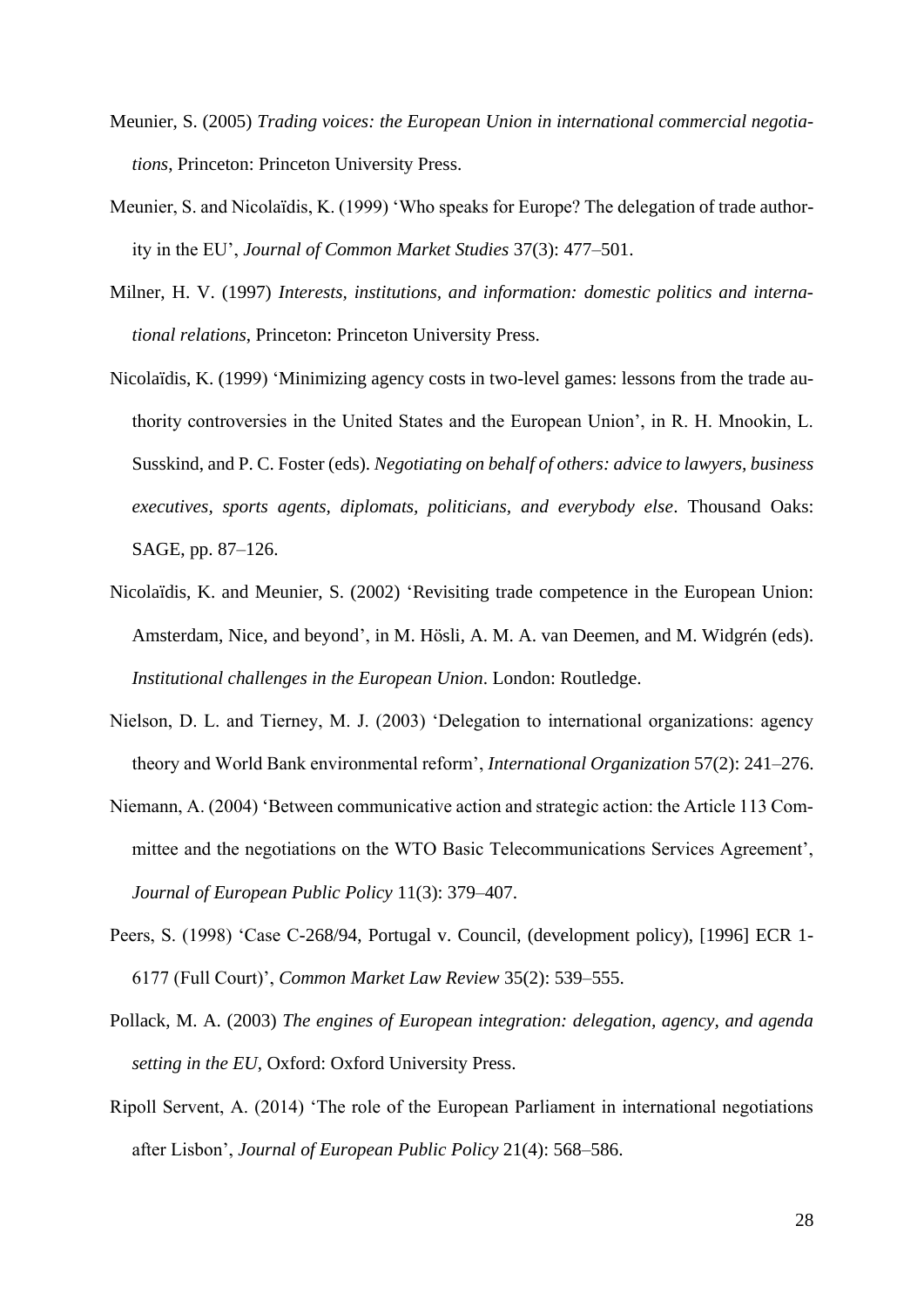Meunier, S. (2005) *Trading voices: the European Union in international commercial negotiations*, Princeton: Princeton University Press.

Meunier, S. and Nicolaïdis, K. (1999) 'Who speaks for Europe? The delegation of trade authority in the EU', *Journal of Common Market Studies* 37(3): 477–501.

Milner, H. V. (1997) *Interests, institutions, and information: domestic politics and international relations*, Princeton: Princeton University Press.

Nicolaïdis, K. (1999) 'Minimizing agency costs in two-level games: lessons from the trade authority controversies in the United States and the European Union', in R. H. Mnookin, L. Susskind, and P. C. Foster (eds). *Negotiating on behalf of others: advice to lawyers, business executives, sports agents, diplomats, politicians, and everybody else*. Thousand Oaks: SAGE, pp. 87–126.

Nicolaïdis, K. and Meunier, S. (2002) 'Revisiting trade competence in the European Union: Amsterdam, Nice, and beyond', in M. Hösli, A. M. A. van Deemen, and M. Widgrén (eds). *Institutional challenges in the European Union*. London: Routledge.

Nielson, D. L. and Tierney, M. J. (2003) 'Delegation to international organizations: agency theory and World Bank environmental reform', *International Organization* 57(2): 241–276.

Niemann, A. (2004) 'Between communicative action and strategic action: the Article 113 Committee and the negotiations on the WTO Basic Telecommunications Services Agreement', *Journal of European Public Policy* 11(3): 379–407.

Peers, S. (1998) 'Case C-268/94, Portugal v. Council, (development policy), [1996] ECR 1-6177 (Full Court)', *Common Market Law Review* 35(2): 539–555.

Pollack, M. A. (2003) *The engines of European integration: delegation, agency, and agenda setting in the EU*, Oxford: Oxford University Press.

Ripoll Servent, A. (2014) 'The role of the European Parliament in international negotiations after Lisbon', *Journal of European Public Policy* 21(4): 568–586.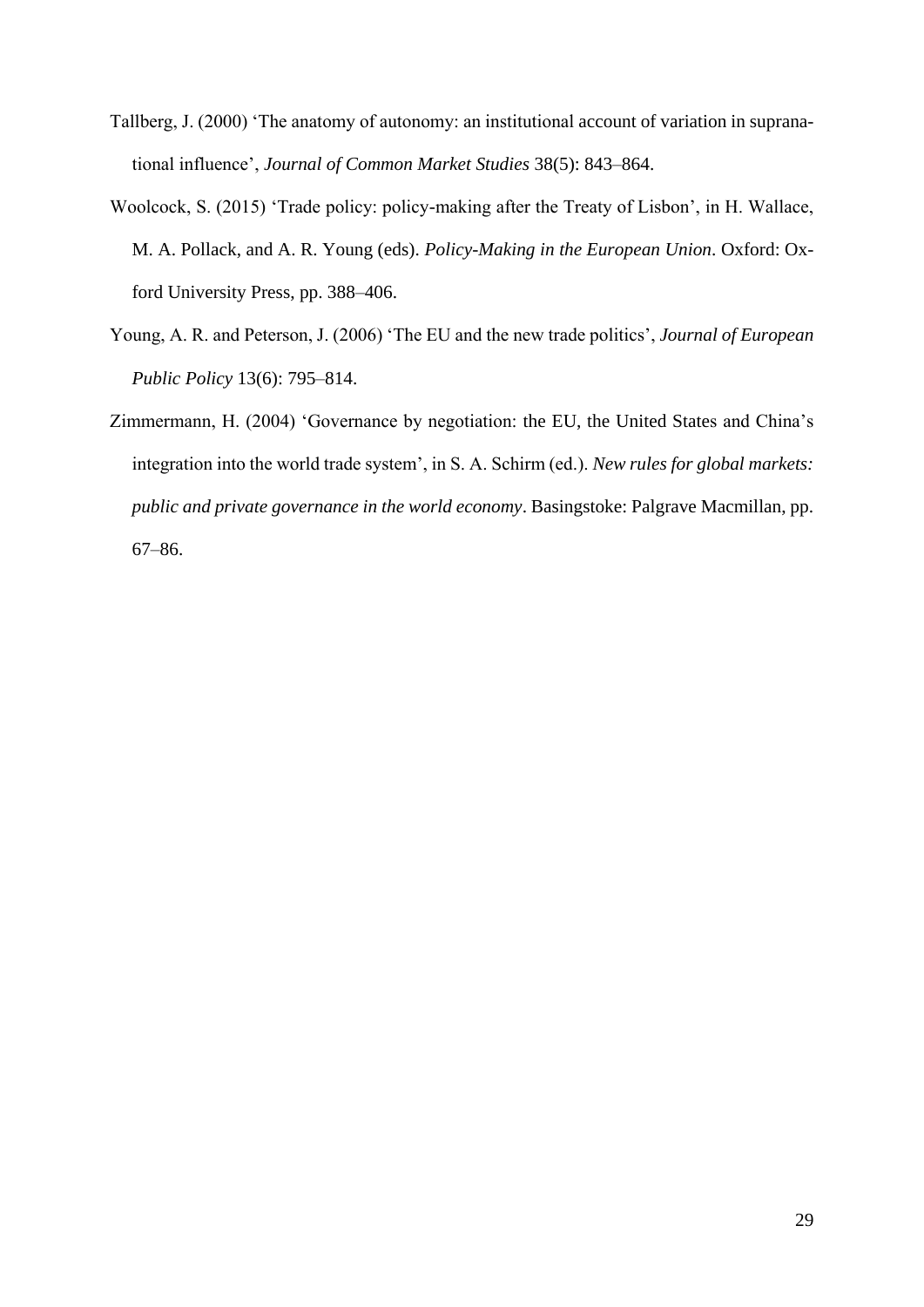Tallberg, J. (2000) 'The anatomy of autonomy: an institutional account of variation in supranational influence', *Journal of Common Market Studies* 38(5): 843–864.

Woolcock, S. (2015) 'Trade policy: policy-making after the Treaty of Lisbon', in H. Wallace, M. A. Pollack, and A. R. Young (eds). *Policy-Making in the European Union*. Oxford: Oxford University Press, pp. 388–406.

Young, A. R. and Peterson, J. (2006) 'The EU and the new trade politics', *Journal of European Public Policy* 13(6): 795–814.

Zimmermann, H. (2004) 'Governance by negotiation: the EU, the United States and China's integration into the world trade system', in S. A. Schirm (ed.). *New rules for global markets: public and private governance in the world economy*. Basingstoke: Palgrave Macmillan, pp. 67–86.